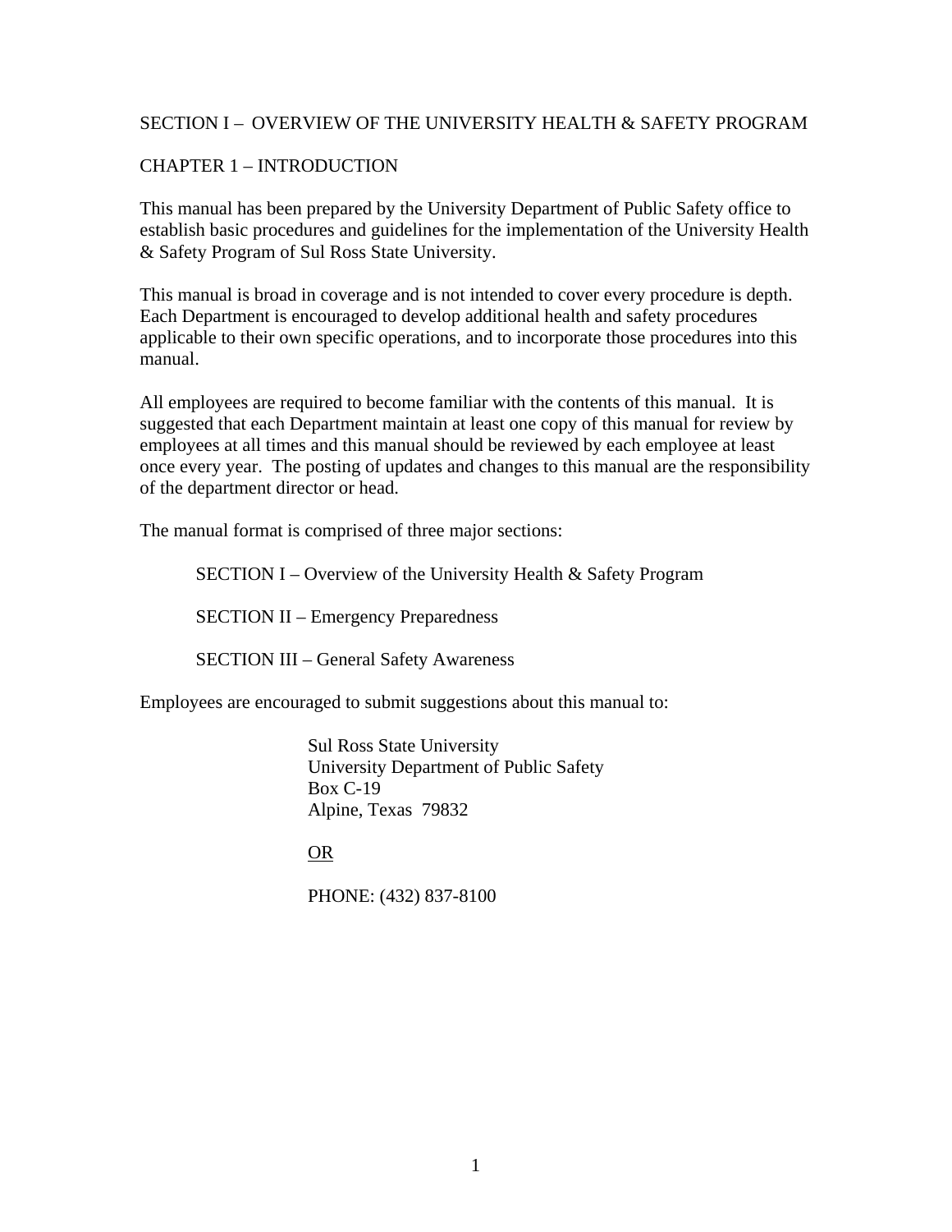# SECTION I – OVERVIEW OF THE UNIVERSITY HEALTH & SAFETY PROGRAM

## CHAPTER 1 – INTRODUCTION

This manual has been prepared by the University Department of Public Safety office to establish basic procedures and guidelines for the implementation of the University Health & Safety Program of Sul Ross State University.

This manual is broad in coverage and is not intended to cover every procedure is depth. Each Department is encouraged to develop additional health and safety procedures applicable to their own specific operations, and to incorporate those procedures into this manual.

All employees are required to become familiar with the contents of this manual. It is suggested that each Department maintain at least one copy of this manual for review by employees at all times and this manual should be reviewed by each employee at least once every year. The posting of updates and changes to this manual are the responsibility of the department director or head.

The manual format is comprised of three major sections:

SECTION I – Overview of the University Health & Safety Program

SECTION II – Emergency Preparedness

SECTION III – General Safety Awareness

Employees are encouraged to submit suggestions about this manual to:

Sul Ross State University
University Department of Public Safety
Box C-19
Alpine, Texas 79832

<u>OR</u>

PHONE: (432) 837-8100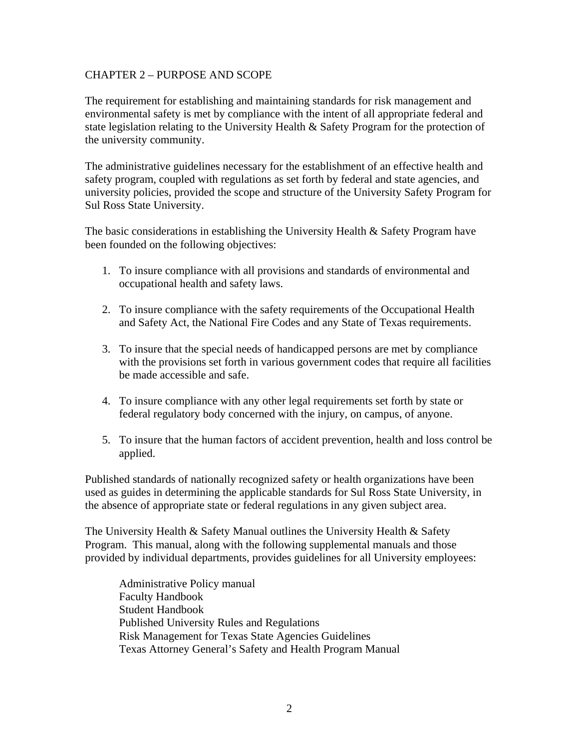## CHAPTER 2 – PURPOSE AND SCOPE

The requirement for establishing and maintaining standards for risk management and environmental safety is met by compliance with the intent of all appropriate federal and state legislation relating to the University Health & Safety Program for the protection of the university community.

The administrative guidelines necessary for the establishment of an effective health and safety program, coupled with regulations as set forth by federal and state agencies, and university policies, provided the scope and structure of the University Safety Program for Sul Ross State University.

The basic considerations in establishing the University Health & Safety Program have been founded on the following objectives:

1. To insure compliance with all provisions and standards of environmental and occupational health and safety laws.

2. To insure compliance with the safety requirements of the Occupational Health and Safety Act, the National Fire Codes and any State of Texas requirements.

3. To insure that the special needs of handicapped persons are met by compliance with the provisions set forth in various government codes that require all facilities be made accessible and safe.

4. To insure compliance with any other legal requirements set forth by state or federal regulatory body concerned with the injury, on campus, of anyone.

5. To insure that the human factors of accident prevention, health and loss control be applied.

Published standards of nationally recognized safety or health organizations have been used as guides in determining the applicable standards for Sul Ross State University, in the absence of appropriate state or federal regulations in any given subject area.

The University Health & Safety Manual outlines the University Health & Safety Program. This manual, along with the following supplemental manuals and those provided by individual departments, provides guidelines for all University employees:

Administrative Policy manual
Faculty Handbook
Student Handbook
Published University Rules and Regulations
Risk Management for Texas State Agencies Guidelines
Texas Attorney General's Safety and Health Program Manual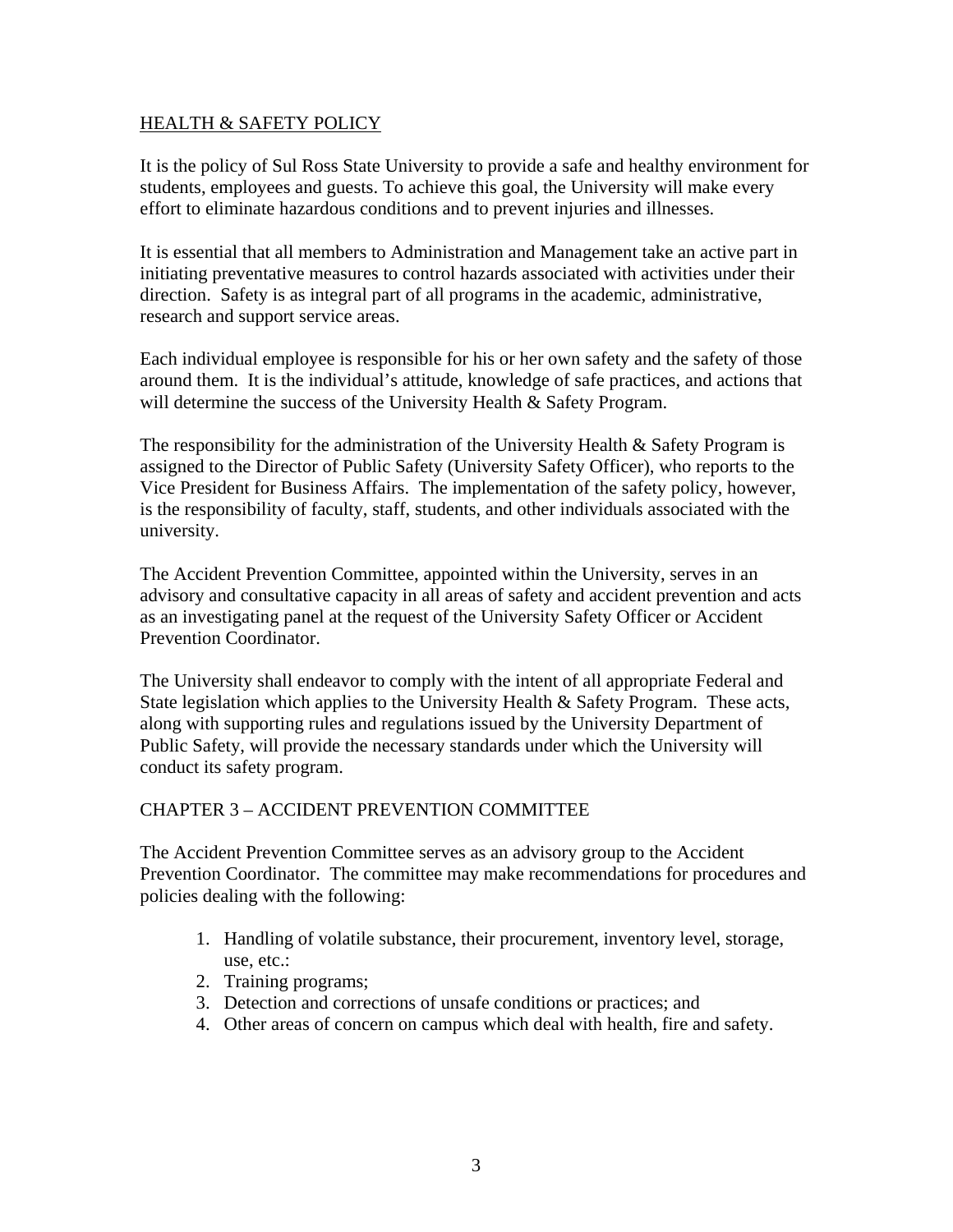## HEALTH & SAFETY POLICY

It is the policy of Sul Ross State University to provide a safe and healthy environment for students, employees and guests. To achieve this goal, the University will make every effort to eliminate hazardous conditions and to prevent injuries and illnesses.

It is essential that all members to Administration and Management take an active part in initiating preventative measures to control hazards associated with activities under their direction. Safety is as integral part of all programs in the academic, administrative, research and support service areas.

Each individual employee is responsible for his or her own safety and the safety of those around them. It is the individual's attitude, knowledge of safe practices, and actions that will determine the success of the University Health & Safety Program.

The responsibility for the administration of the University Health & Safety Program is assigned to the Director of Public Safety (University Safety Officer), who reports to the Vice President for Business Affairs. The implementation of the safety policy, however, is the responsibility of faculty, staff, students, and other individuals associated with the university.

The Accident Prevention Committee, appointed within the University, serves in an advisory and consultative capacity in all areas of safety and accident prevention and acts as an investigating panel at the request of the University Safety Officer or Accident Prevention Coordinator.

The University shall endeavor to comply with the intent of all appropriate Federal and State legislation which applies to the University Health & Safety Program. These acts, along with supporting rules and regulations issued by the University Department of Public Safety, will provide the necessary standards under which the University will conduct its safety program.

## CHAPTER 3 – ACCIDENT PREVENTION COMMITTEE

The Accident Prevention Committee serves as an advisory group to the Accident Prevention Coordinator. The committee may make recommendations for procedures and policies dealing with the following:

1. Handling of volatile substance, their procurement, inventory level, storage, use, etc.:
2. Training programs;
3. Detection and corrections of unsafe conditions or practices; and
4. Other areas of concern on campus which deal with health, fire and safety.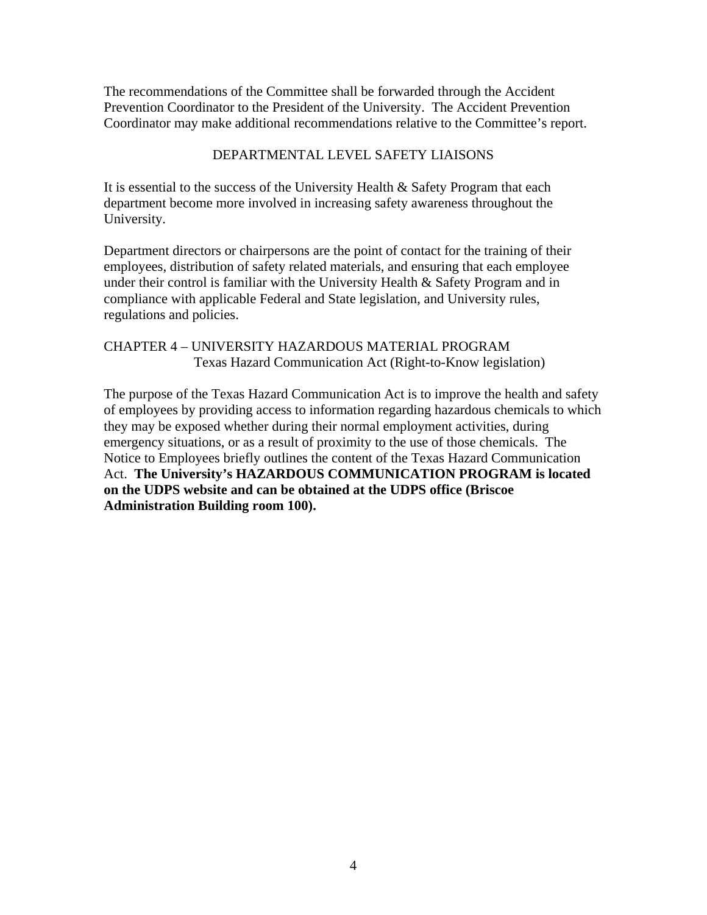The recommendations of the Committee shall be forwarded through the Accident Prevention Coordinator to the President of the University. The Accident Prevention Coordinator may make additional recommendations relative to the Committee's report.

## DEPARTMENTAL LEVEL SAFETY LIAISONS

It is essential to the success of the University Health & Safety Program that each department become more involved in increasing safety awareness throughout the University.

Department directors or chairpersons are the point of contact for the training of their employees, distribution of safety related materials, and ensuring that each employee under their control is familiar with the University Health & Safety Program and in compliance with applicable Federal and State legislation, and University rules, regulations and policies.

## CHAPTER 4 – UNIVERSITY HAZARDOUS MATERIAL PROGRAM
### Texas Hazard Communication Act (Right-to-Know legislation)

The purpose of the Texas Hazard Communication Act is to improve the health and safety of employees by providing access to information regarding hazardous chemicals to which they may be exposed whether during their normal employment activities, during emergency situations, or as a result of proximity to the use of those chemicals. The Notice to Employees briefly outlines the content of the Texas Hazard Communication Act. **The University's HAZARDOUS COMMUNICATION PROGRAM is located on the UDPS website and can be obtained at the UDPS office (Briscoe Administration Building room 100).**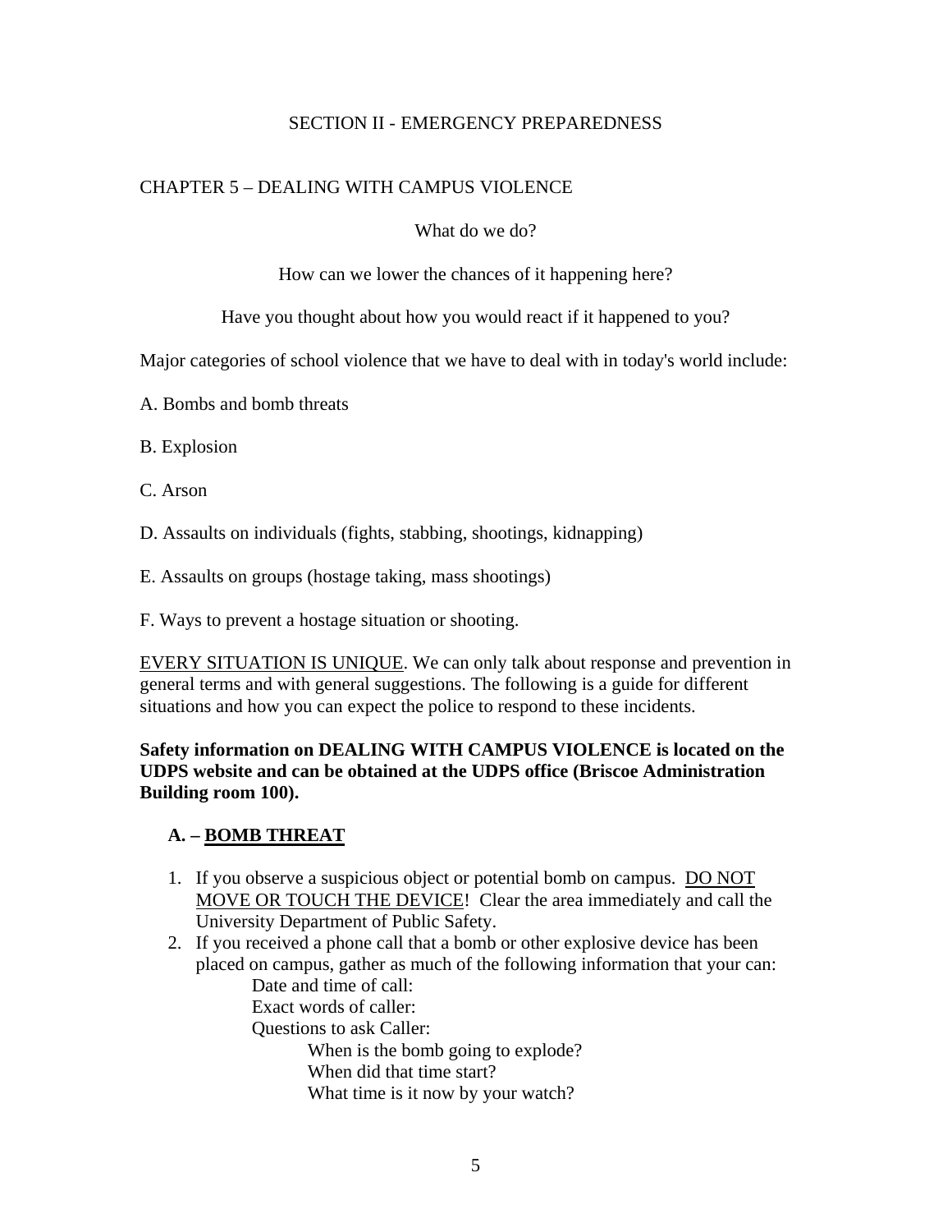# SECTION II - EMERGENCY PREPAREDNESS

## CHAPTER 5 – DEALING WITH CAMPUS VIOLENCE

What do we do?

How can we lower the chances of it happening here?

Have you thought about how you would react if it happened to you?

Major categories of school violence that we have to deal with in today's world include:

A. Bombs and bomb threats

B. Explosion

C. Arson

D. Assaults on individuals (fights, stabbing, shootings, kidnapping)

E. Assaults on groups (hostage taking, mass shootings)

F. Ways to prevent a hostage situation or shooting.

EVERY SITUATION IS UNIQUE. We can only talk about response and prevention in general terms and with general suggestions. The following is a guide for different situations and how you can expect the police to respond to these incidents.

**Safety information on DEALING WITH CAMPUS VIOLENCE is located on the UDPS website and can be obtained at the UDPS office (Briscoe Administration Building room 100).**

### A. – BOMB THREAT

1. If you observe a suspicious object or potential bomb on campus. DO NOT MOVE OR TOUCH THE DEVICE! Clear the area immediately and call the University Department of Public Safety.
2. If you received a phone call that a bomb or other explosive device has been placed on campus, gather as much of the following information that your can:
   - Date and time of call:
   - Exact words of caller:
   - Questions to ask Caller:
     - When is the bomb going to explode?
     - When did that time start?
     - What time is it now by your watch?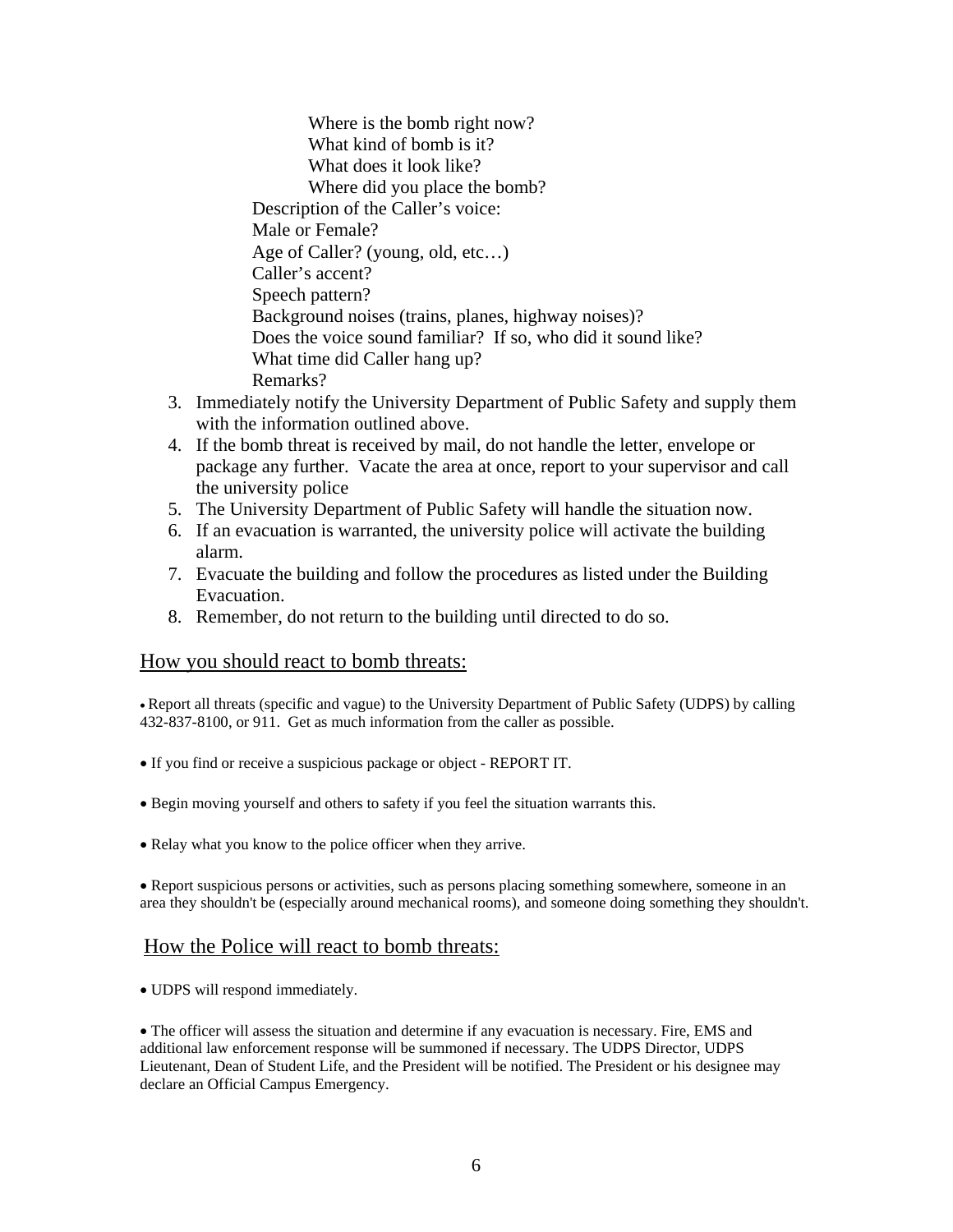- Where is the bomb right now?
    - What kind of bomb is it?
    - What does it look like?
    - Where did you place the bomb?
  - Description of the Caller's voice:
  - Male or Female?
  - Age of Caller? (young, old, etc…)
  - Caller's accent?
  - Speech pattern?
  - Background noises (trains, planes, highway noises)?
  - Does the voice sound familiar? If so, who did it sound like?
  - What time did Caller hang up?
  - Remarks?

3. Immediately notify the University Department of Public Safety and supply them with the information outlined above.
4. If the bomb threat is received by mail, do not handle the letter, envelope or package any further. Vacate the area at once, report to your supervisor and call the university police
5. The University Department of Public Safety will handle the situation now.
6. If an evacuation is warranted, the university police will activate the building alarm.
7. Evacuate the building and follow the procedures as listed under the Building Evacuation.
8. Remember, do not return to the building until directed to do so.

## How you should react to bomb threats:

- Report all threats (specific and vague) to the University Department of Public Safety (UDPS) by calling 432-837-8100, or 911. Get as much information from the caller as possible.

- If you find or receive a suspicious package or object - REPORT IT.

- Begin moving yourself and others to safety if you feel the situation warrants this.

- Relay what you know to the police officer when they arrive.

- Report suspicious persons or activities, such as persons placing something somewhere, someone in an area they shouldn't be (especially around mechanical rooms), and someone doing something they shouldn't.

## How the Police will react to bomb threats:

- UDPS will respond immediately.

- The officer will assess the situation and determine if any evacuation is necessary. Fire, EMS and additional law enforcement response will be summoned if necessary. The UDPS Director, UDPS Lieutenant, Dean of Student Life, and the President will be notified. The President or his designee may declare an Official Campus Emergency.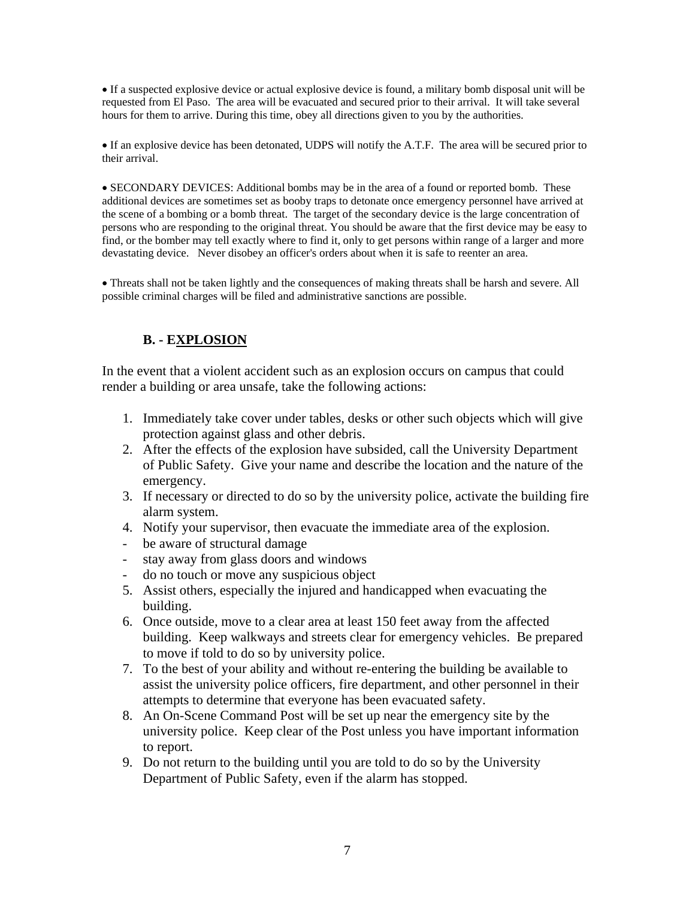- If a suspected explosive device or actual explosive device is found, a military bomb disposal unit will be requested from El Paso. The area will be evacuated and secured prior to their arrival. It will take several hours for them to arrive. During this time, obey all directions given to you by the authorities.

- If an explosive device has been detonated, UDPS will notify the A.T.F. The area will be secured prior to their arrival.

- SECONDARY DEVICES: Additional bombs may be in the area of a found or reported bomb. These additional devices are sometimes set as booby traps to detonate once emergency personnel have arrived at the scene of a bombing or a bomb threat. The target of the secondary device is the large concentration of persons who are responding to the original threat. You should be aware that the first device may be easy to find, or the bomber may tell exactly where to find it, only to get persons within range of a larger and more devastating device. Never disobey an officer's orders about when it is safe to reenter an area.

- Threats shall not be taken lightly and the consequences of making threats shall be harsh and severe. All possible criminal charges will be filed and administrative sanctions are possible.

### B. - EXPLOSION

In the event that a violent accident such as an explosion occurs on campus that could render a building or area unsafe, take the following actions:

1. Immediately take cover under tables, desks or other such objects which will give protection against glass and other debris.
2. After the effects of the explosion have subsided, call the University Department of Public Safety. Give your name and describe the location and the nature of the emergency.
3. If necessary or directed to do so by the university police, activate the building fire alarm system.
4. Notify your supervisor, then evacuate the immediate area of the explosion.
   - be aware of structural damage
   - stay away from glass doors and windows
   - do no touch or move any suspicious object
5. Assist others, especially the injured and handicapped when evacuating the building.
6. Once outside, move to a clear area at least 150 feet away from the affected building. Keep walkways and streets clear for emergency vehicles. Be prepared to move if told to do so by university police.
7. To the best of your ability and without re-entering the building be available to assist the university police officers, fire department, and other personnel in their attempts to determine that everyone has been evacuated safety.
8. An On-Scene Command Post will be set up near the emergency site by the university police. Keep clear of the Post unless you have important information to report.
9. Do not return to the building until you are told to do so by the University Department of Public Safety, even if the alarm has stopped.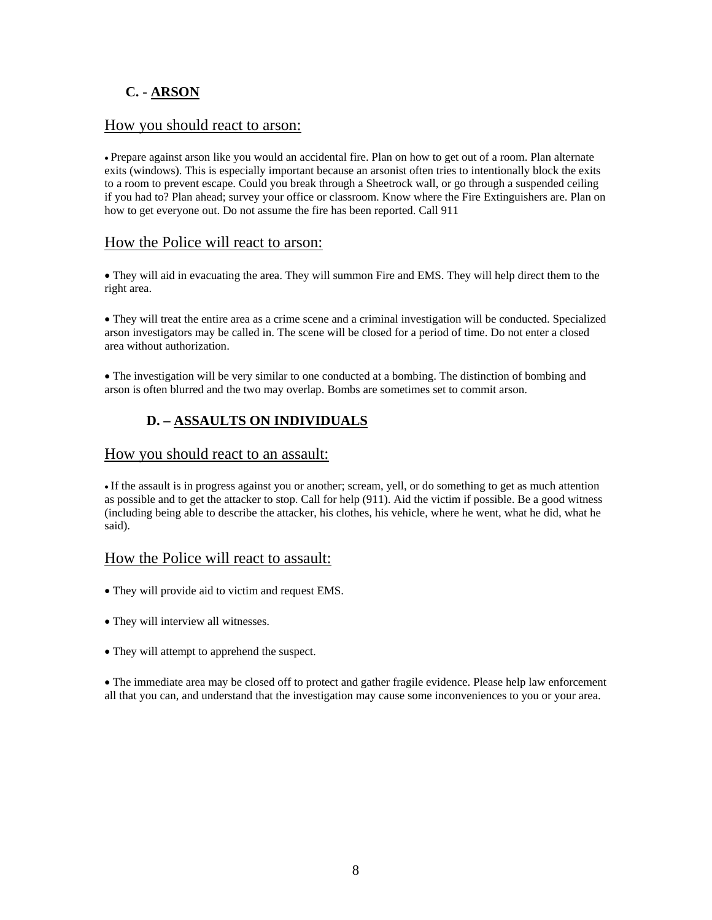### C. - ARSON

## How you should react to arson:

- Prepare against arson like you would an accidental fire. Plan on how to get out of a room. Plan alternate exits (windows). This is especially important because an arsonist often tries to intentionally block the exits to a room to prevent escape. Could you break through a Sheetrock wall, or go through a suspended ceiling if you had to? Plan ahead; survey your office or classroom. Know where the Fire Extinguishers are. Plan on how to get everyone out. Do not assume the fire has been reported. Call 911

## How the Police will react to arson:

- They will aid in evacuating the area. They will summon Fire and EMS. They will help direct them to the right area.

- They will treat the entire area as a crime scene and a criminal investigation will be conducted. Specialized arson investigators may be called in. The scene will be closed for a period of time. Do not enter a closed area without authorization.

- The investigation will be very similar to one conducted at a bombing. The distinction of bombing and arson is often blurred and the two may overlap. Bombs are sometimes set to commit arson.

### D. – ASSAULTS ON INDIVIDUALS

## How you should react to an assault:

- If the assault is in progress against you or another; scream, yell, or do something to get as much attention as possible and to get the attacker to stop. Call for help (911). Aid the victim if possible. Be a good witness (including being able to describe the attacker, his clothes, his vehicle, where he went, what he did, what he said).

## How the Police will react to assault:

- They will provide aid to victim and request EMS.

- They will interview all witnesses.

- They will attempt to apprehend the suspect.

- The immediate area may be closed off to protect and gather fragile evidence. Please help law enforcement all that you can, and understand that the investigation may cause some inconveniences to you or your area.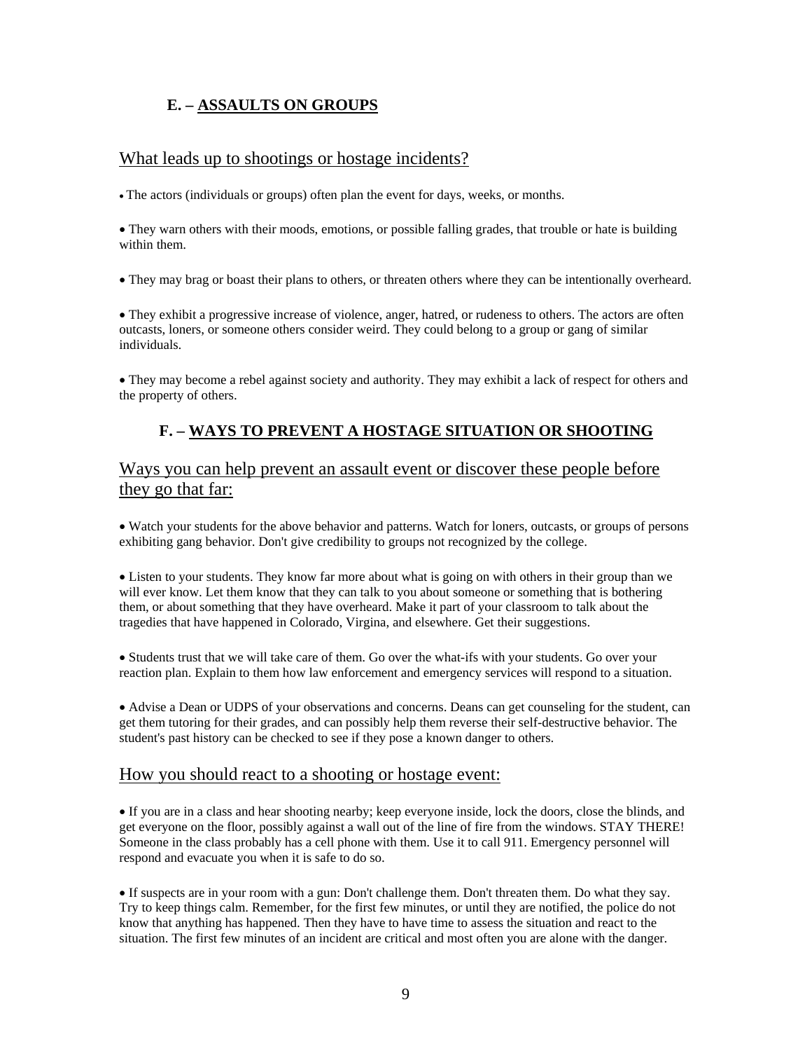## E. – ASSAULTS ON GROUPS

### What leads up to shootings or hostage incidents?

- The actors (individuals or groups) often plan the event for days, weeks, or months.
- They warn others with their moods, emotions, or possible falling grades, that trouble or hate is building within them.
- They may brag or boast their plans to others, or threaten others where they can be intentionally overheard.
- They exhibit a progressive increase of violence, anger, hatred, or rudeness to others. The actors are often outcasts, loners, or someone others consider weird. They could belong to a group or gang of similar individuals.
- They may become a rebel against society and authority. They may exhibit a lack of respect for others and the property of others.

## F. – WAYS TO PREVENT A HOSTAGE SITUATION OR SHOOTING

### Ways you can help prevent an assault event or discover these people before they go that far:

- Watch your students for the above behavior and patterns. Watch for loners, outcasts, or groups of persons exhibiting gang behavior. Don't give credibility to groups not recognized by the college.
- Listen to your students. They know far more about what is going on with others in their group than we will ever know. Let them know that they can talk to you about someone or something that is bothering them, or about something that they have overheard. Make it part of your classroom to talk about the tragedies that have happened in Colorado, Virgina, and elsewhere. Get their suggestions.
- Students trust that we will take care of them. Go over the what-ifs with your students. Go over your reaction plan. Explain to them how law enforcement and emergency services will respond to a situation.
- Advise a Dean or UDPS of your observations and concerns. Deans can get counseling for the student, can get them tutoring for their grades, and can possibly help them reverse their self-destructive behavior. The student's past history can be checked to see if they pose a known danger to others.

### How you should react to a shooting or hostage event:

- If you are in a class and hear shooting nearby; keep everyone inside, lock the doors, close the blinds, and get everyone on the floor, possibly against a wall out of the line of fire from the windows. STAY THERE! Someone in the class probably has a cell phone with them. Use it to call 911. Emergency personnel will respond and evacuate you when it is safe to do so.
- If suspects are in your room with a gun: Don't challenge them. Don't threaten them. Do what they say. Try to keep things calm. Remember, for the first few minutes, or until they are notified, the police do not know that anything has happened. Then they have to have time to assess the situation and react to the situation. The first few minutes of an incident are critical and most often you are alone with the danger.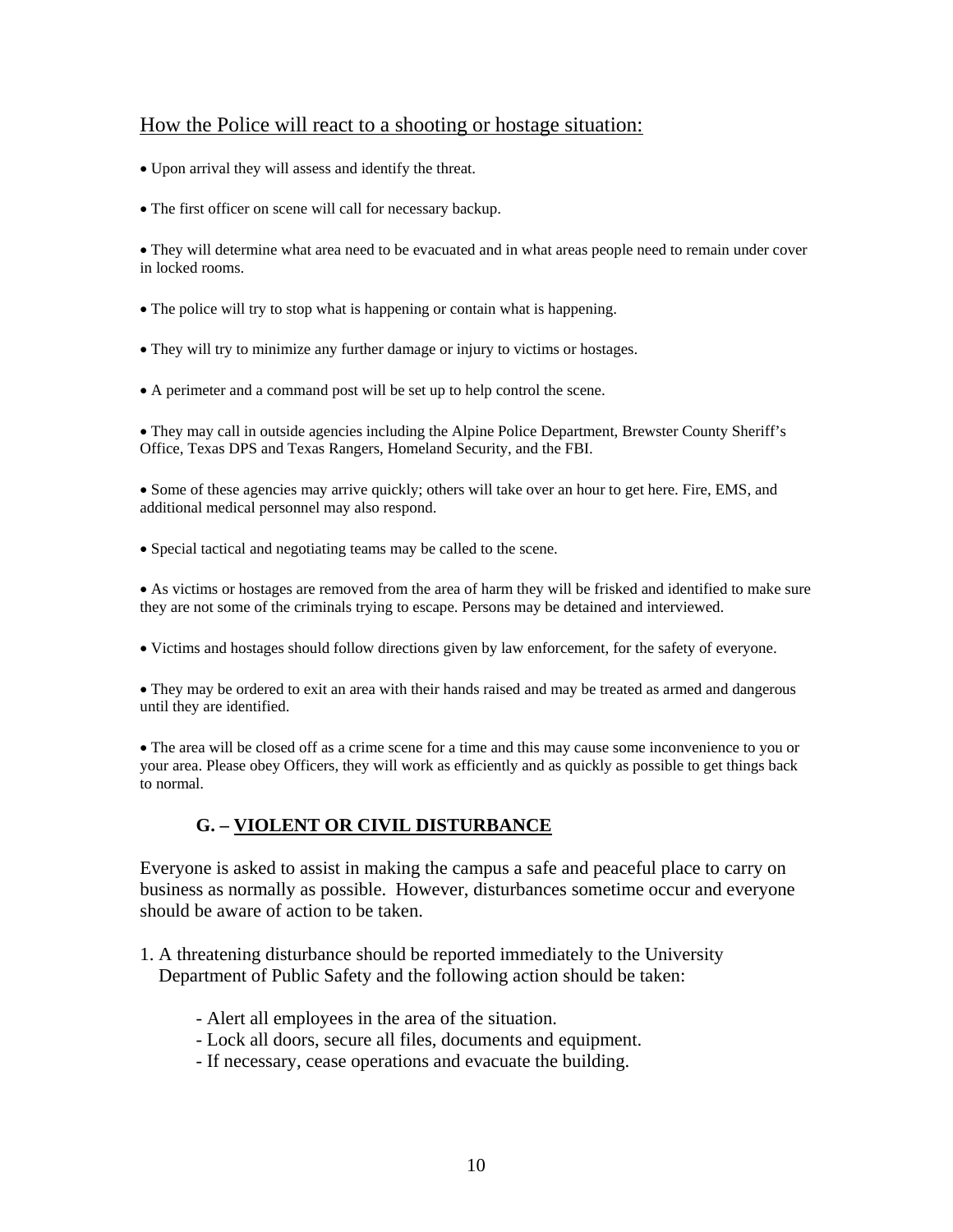How the Police will react to a shooting or hostage situation:

- Upon arrival they will assess and identify the threat.
- The first officer on scene will call for necessary backup.
- They will determine what area need to be evacuated and in what areas people need to remain under cover in locked rooms.
- The police will try to stop what is happening or contain what is happening.
- They will try to minimize any further damage or injury to victims or hostages.
- A perimeter and a command post will be set up to help control the scene.
- They may call in outside agencies including the Alpine Police Department, Brewster County Sheriff's Office, Texas DPS and Texas Rangers, Homeland Security, and the FBI.
- Some of these agencies may arrive quickly; others will take over an hour to get here. Fire, EMS, and additional medical personnel may also respond.
- Special tactical and negotiating teams may be called to the scene.
- As victims or hostages are removed from the area of harm they will be frisked and identified to make sure they are not some of the criminals trying to escape. Persons may be detained and interviewed.
- Victims and hostages should follow directions given by law enforcement, for the safety of everyone.
- They may be ordered to exit an area with their hands raised and may be treated as armed and dangerous until they are identified.
- The area will be closed off as a crime scene for a time and this may cause some inconvenience to you or your area. Please obey Officers, they will work as efficiently and as quickly as possible to get things back to normal.

### G. – VIOLENT OR CIVIL DISTURBANCE

Everyone is asked to assist in making the campus a safe and peaceful place to carry on business as normally as possible. However, disturbances sometime occur and everyone should be aware of action to be taken.

1. A threatening disturbance should be reported immediately to the University Department of Public Safety and the following action should be taken:

    - Alert all employees in the area of the situation.
    - Lock all doors, secure all files, documents and equipment.
    - If necessary, cease operations and evacuate the building.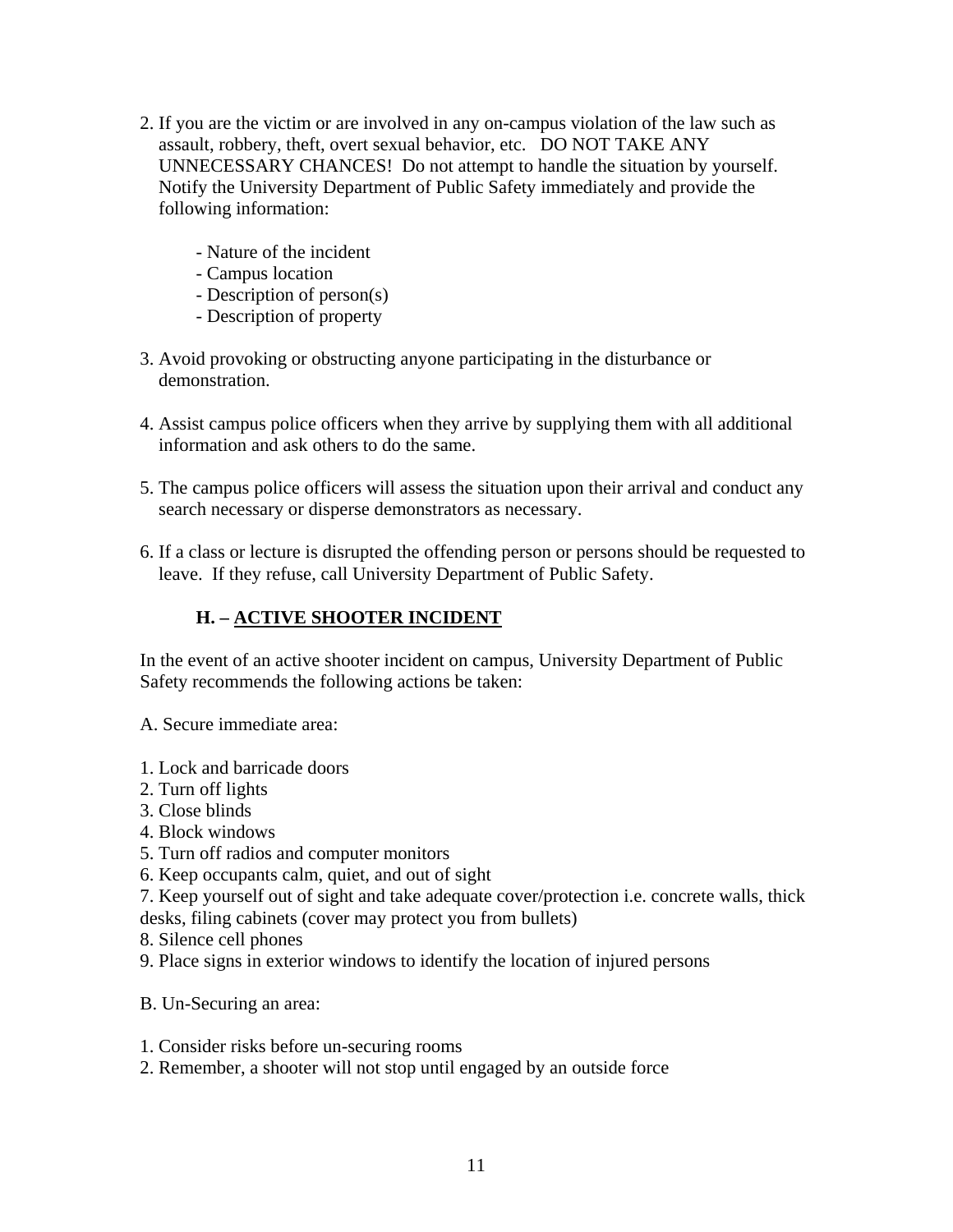2. If you are the victim or are involved in any on-campus violation of the law such as assault, robbery, theft, overt sexual behavior, etc. DO NOT TAKE ANY UNNECESSARY CHANCES! Do not attempt to handle the situation by yourself. Notify the University Department of Public Safety immediately and provide the following information:

   - Nature of the incident
   - Campus location
   - Description of person(s)
   - Description of property

3. Avoid provoking or obstructing anyone participating in the disturbance or demonstration.

4. Assist campus police officers when they arrive by supplying them with all additional information and ask others to do the same.

5. The campus police officers will assess the situation upon their arrival and conduct any search necessary or disperse demonstrators as necessary.

6. If a class or lecture is disrupted the offending person or persons should be requested to leave. If they refuse, call University Department of Public Safety.

## H. – <u>ACTIVE SHOOTER INCIDENT</u>

In the event of an active shooter incident on campus, University Department of Public Safety recommends the following actions be taken:

A. Secure immediate area:

1. Lock and barricade doors
2. Turn off lights
3. Close blinds
4. Block windows
5. Turn off radios and computer monitors
6. Keep occupants calm, quiet, and out of sight
7. Keep yourself out of sight and take adequate cover/protection i.e. concrete walls, thick desks, filing cabinets (cover may protect you from bullets)
8. Silence cell phones
9. Place signs in exterior windows to identify the location of injured persons

B. Un-Securing an area:

1. Consider risks before un-securing rooms
2. Remember, a shooter will not stop until engaged by an outside force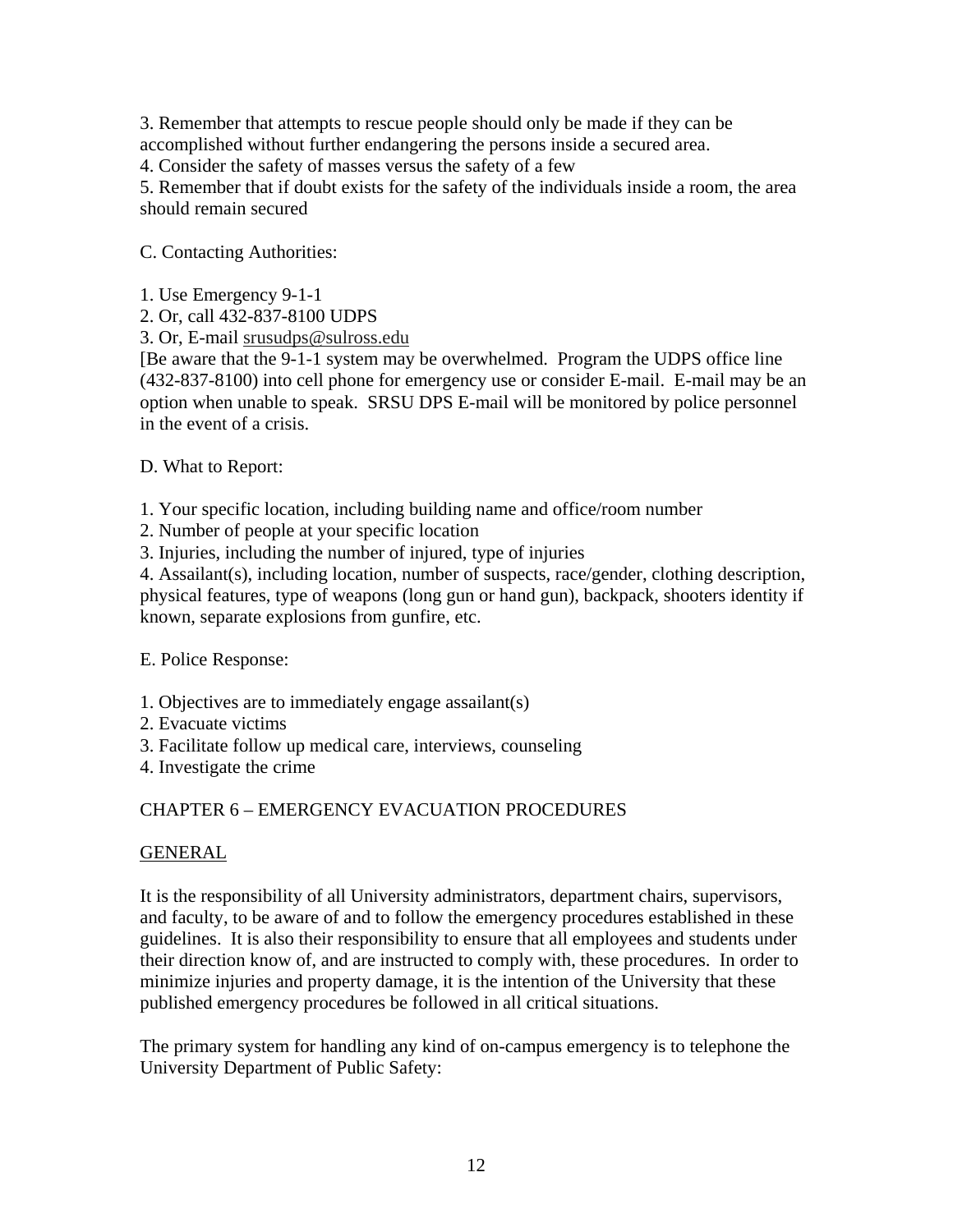3. Remember that attempts to rescue people should only be made if they can be accomplished without further endangering the persons inside a secured area.
4. Consider the safety of masses versus the safety of a few
5. Remember that if doubt exists for the safety of the individuals inside a room, the area should remain secured

C. Contacting Authorities:

1. Use Emergency 9-1-1
2. Or, call 432-837-8100 UDPS
3. Or, E-mail srusudps@sulross.edu

[Be aware that the 9-1-1 system may be overwhelmed. Program the UDPS office line (432-837-8100) into cell phone for emergency use or consider E-mail. E-mail may be an option when unable to speak. SRSU DPS E-mail will be monitored by police personnel in the event of a crisis.

D. What to Report:

1. Your specific location, including building name and office/room number
2. Number of people at your specific location
3. Injuries, including the number of injured, type of injuries
4. Assailant(s), including location, number of suspects, race/gender, clothing description, physical features, type of weapons (long gun or hand gun), backpack, shooters identity if known, separate explosions from gunfire, etc.

E. Police Response:

1. Objectives are to immediately engage assailant(s)
2. Evacuate victims
3. Facilitate follow up medical care, interviews, counseling
4. Investigate the crime

## CHAPTER 6 – EMERGENCY EVACUATION PROCEDURES

### GENERAL

It is the responsibility of all University administrators, department chairs, supervisors, and faculty, to be aware of and to follow the emergency procedures established in these guidelines. It is also their responsibility to ensure that all employees and students under their direction know of, and are instructed to comply with, these procedures. In order to minimize injuries and property damage, it is the intention of the University that these published emergency procedures be followed in all critical situations.

The primary system for handling any kind of on-campus emergency is to telephone the University Department of Public Safety: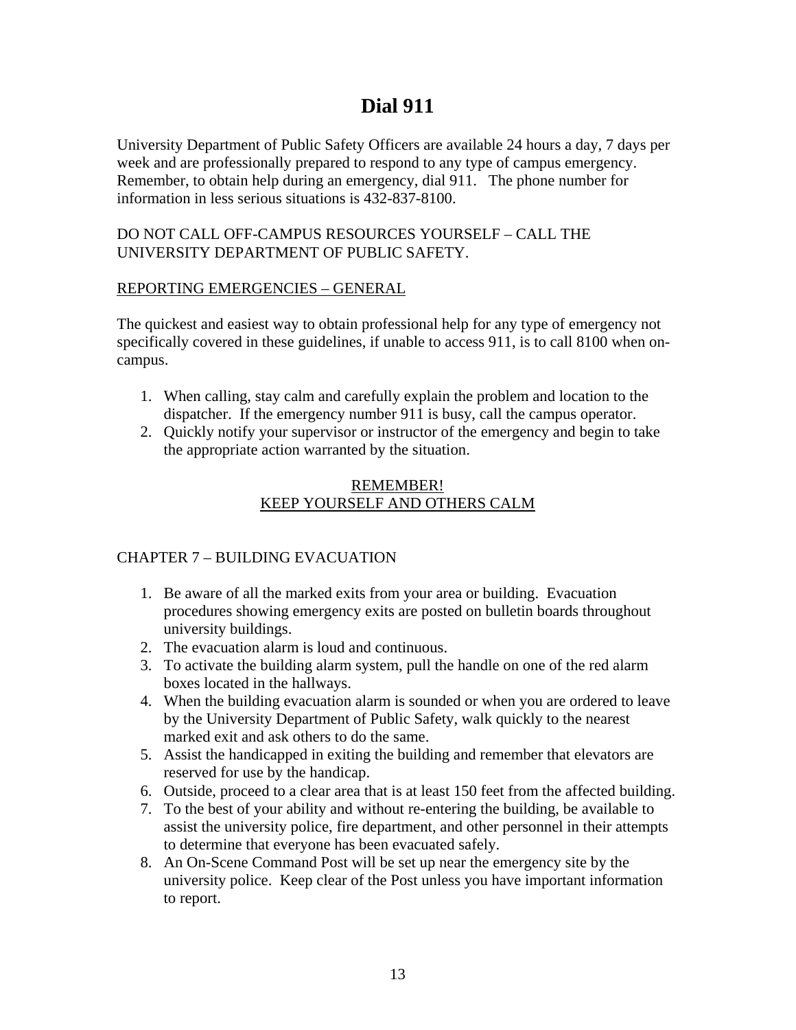# Dial 911

University Department of Public Safety Officers are available 24 hours a day, 7 days per week and are professionally prepared to respond to any type of campus emergency. Remember, to obtain help during an emergency, dial 911. The phone number for information in less serious situations is 432-837-8100.

DO NOT CALL OFF-CAMPUS RESOURCES YOURSELF – CALL THE UNIVERSITY DEPARTMENT OF PUBLIC SAFETY.

<u>REPORTING EMERGENCIES – GENERAL</u>

The quickest and easiest way to obtain professional help for any type of emergency not specifically covered in these guidelines, if unable to access 911, is to call 8100 when on-campus.

1. When calling, stay calm and carefully explain the problem and location to the dispatcher. If the emergency number 911 is busy, call the campus operator.
2. Quickly notify your supervisor or instructor of the emergency and begin to take the appropriate action warranted by the situation.

<u>REMEMBER!</u>
<u>KEEP YOURSELF AND OTHERS CALM</u>

## CHAPTER 7 – BUILDING EVACUATION

1. Be aware of all the marked exits from your area or building. Evacuation procedures showing emergency exits are posted on bulletin boards throughout university buildings.
2. The evacuation alarm is loud and continuous.
3. To activate the building alarm system, pull the handle on one of the red alarm boxes located in the hallways.
4. When the building evacuation alarm is sounded or when you are ordered to leave by the University Department of Public Safety, walk quickly to the nearest marked exit and ask others to do the same.
5. Assist the handicapped in exiting the building and remember that elevators are reserved for use by the handicap.
6. Outside, proceed to a clear area that is at least 150 feet from the affected building.
7. To the best of your ability and without re-entering the building, be available to assist the university police, fire department, and other personnel in their attempts to determine that everyone has been evacuated safely.
8. An On-Scene Command Post will be set up near the emergency site by the university police. Keep clear of the Post unless you have important information to report.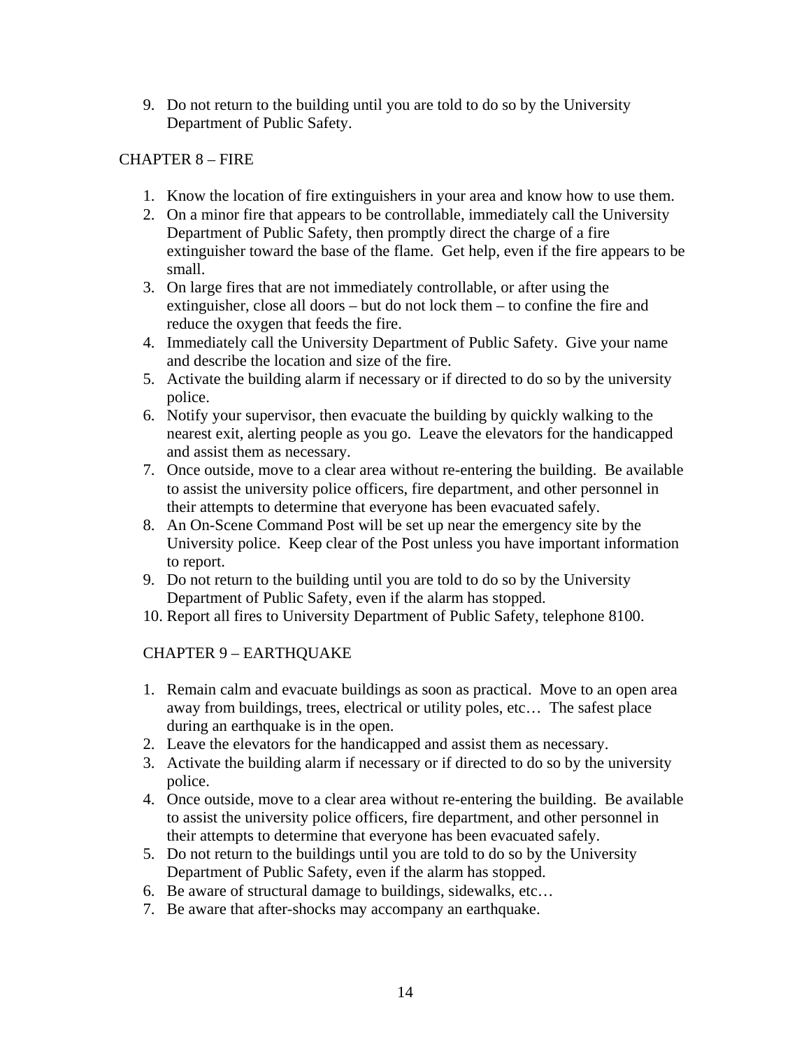9. Do not return to the building until you are told to do so by the University Department of Public Safety.

## CHAPTER 8 – FIRE

1. Know the location of fire extinguishers in your area and know how to use them.
2. On a minor fire that appears to be controllable, immediately call the University Department of Public Safety, then promptly direct the charge of a fire extinguisher toward the base of the flame. Get help, even if the fire appears to be small.
3. On large fires that are not immediately controllable, or after using the extinguisher, close all doors – but do not lock them – to confine the fire and reduce the oxygen that feeds the fire.
4. Immediately call the University Department of Public Safety. Give your name and describe the location and size of the fire.
5. Activate the building alarm if necessary or if directed to do so by the university police.
6. Notify your supervisor, then evacuate the building by quickly walking to the nearest exit, alerting people as you go. Leave the elevators for the handicapped and assist them as necessary.
7. Once outside, move to a clear area without re-entering the building. Be available to assist the university police officers, fire department, and other personnel in their attempts to determine that everyone has been evacuated safely.
8. An On-Scene Command Post will be set up near the emergency site by the University police. Keep clear of the Post unless you have important information to report.
9. Do not return to the building until you are told to do so by the University Department of Public Safety, even if the alarm has stopped.
10. Report all fires to University Department of Public Safety, telephone 8100.

## CHAPTER 9 – EARTHQUAKE

1. Remain calm and evacuate buildings as soon as practical. Move to an open area away from buildings, trees, electrical or utility poles, etc… The safest place during an earthquake is in the open.
2. Leave the elevators for the handicapped and assist them as necessary.
3. Activate the building alarm if necessary or if directed to do so by the university police.
4. Once outside, move to a clear area without re-entering the building. Be available to assist the university police officers, fire department, and other personnel in their attempts to determine that everyone has been evacuated safely.
5. Do not return to the buildings until you are told to do so by the University Department of Public Safety, even if the alarm has stopped.
6. Be aware of structural damage to buildings, sidewalks, etc…
7. Be aware that after-shocks may accompany an earthquake.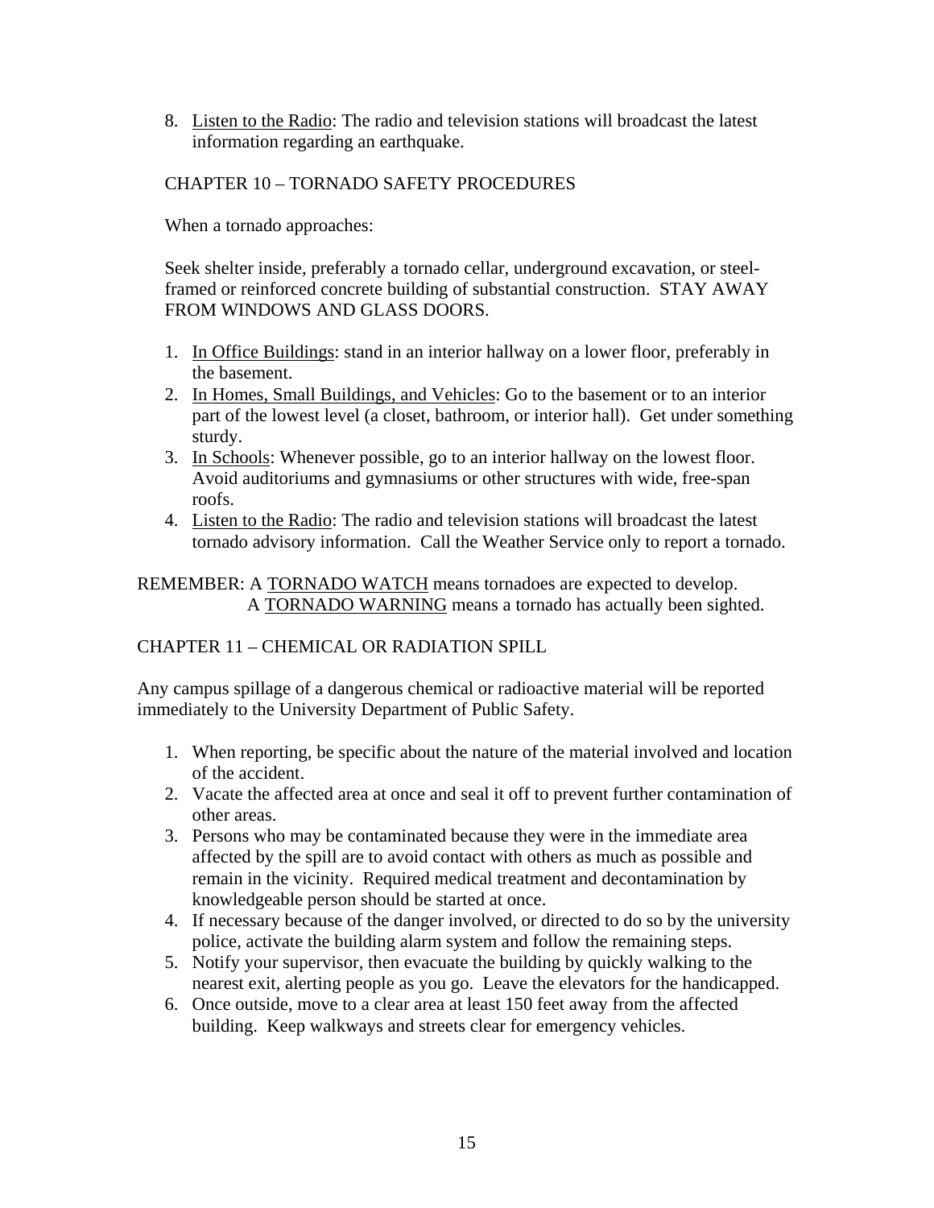8. Listen to the Radio: The radio and television stations will broadcast the latest information regarding an earthquake.

## CHAPTER 10 – TORNADO SAFETY PROCEDURES

When a tornado approaches:

Seek shelter inside, preferably a tornado cellar, underground excavation, or steel-framed or reinforced concrete building of substantial construction. STAY AWAY FROM WINDOWS AND GLASS DOORS.

1. In Office Buildings: stand in an interior hallway on a lower floor, preferably in the basement.
2. In Homes, Small Buildings, and Vehicles: Go to the basement or to an interior part of the lowest level (a closet, bathroom, or interior hall). Get under something sturdy.
3. In Schools: Whenever possible, go to an interior hallway on the lowest floor. Avoid auditoriums and gymnasiums or other structures with wide, free-span roofs.
4. Listen to the Radio: The radio and television stations will broadcast the latest tornado advisory information. Call the Weather Service only to report a tornado.

REMEMBER: A TORNADO WATCH means tornadoes are expected to develop.
A TORNADO WARNING means a tornado has actually been sighted.

## CHAPTER 11 – CHEMICAL OR RADIATION SPILL

Any campus spillage of a dangerous chemical or radioactive material will be reported immediately to the University Department of Public Safety.

1. When reporting, be specific about the nature of the material involved and location of the accident.
2. Vacate the affected area at once and seal it off to prevent further contamination of other areas.
3. Persons who may be contaminated because they were in the immediate area affected by the spill are to avoid contact with others as much as possible and remain in the vicinity. Required medical treatment and decontamination by knowledgeable person should be started at once.
4. If necessary because of the danger involved, or directed to do so by the university police, activate the building alarm system and follow the remaining steps.
5. Notify your supervisor, then evacuate the building by quickly walking to the nearest exit, alerting people as you go. Leave the elevators for the handicapped.
6. Once outside, move to a clear area at least 150 feet away from the affected building. Keep walkways and streets clear for emergency vehicles.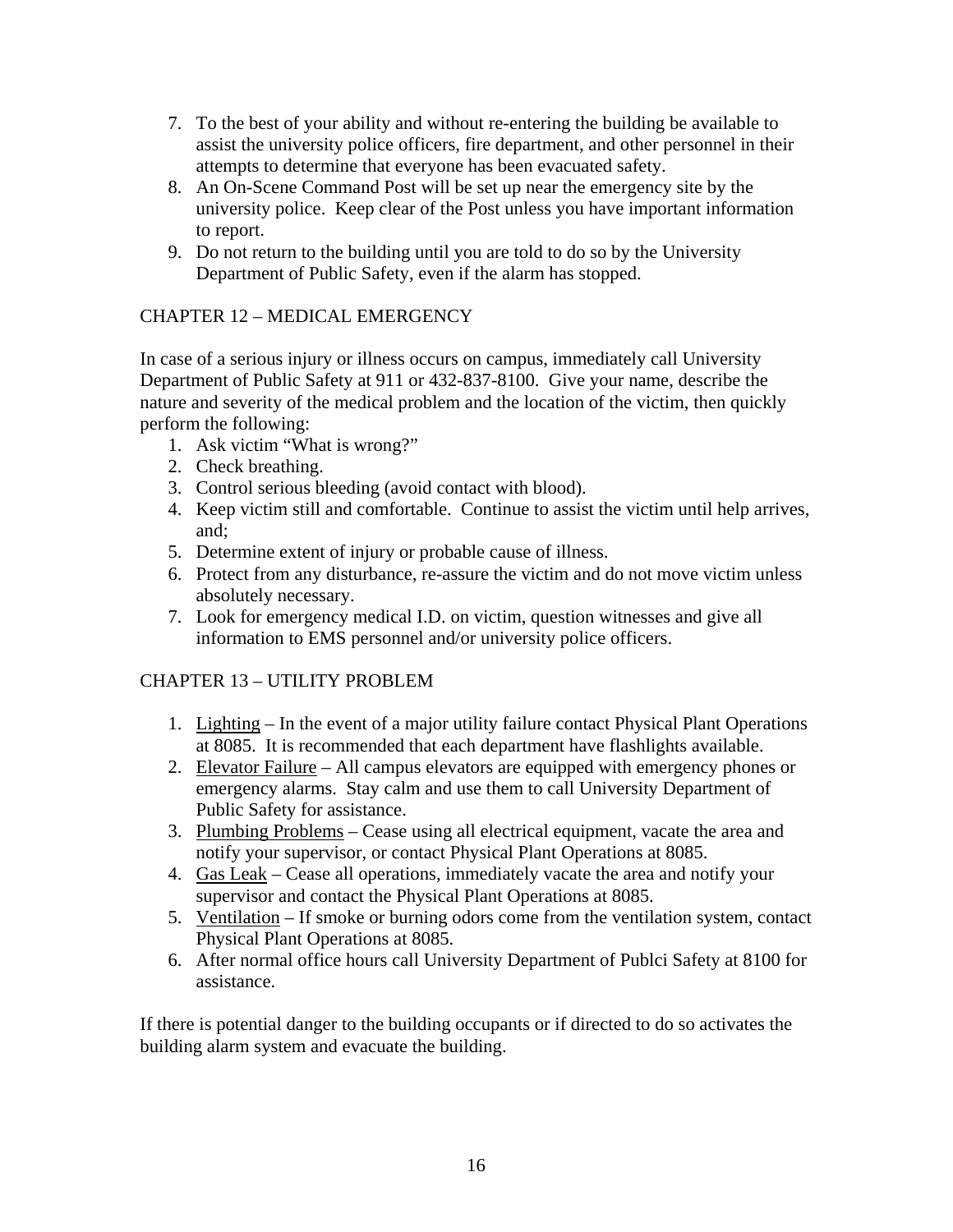7. To the best of your ability and without re-entering the building be available to assist the university police officers, fire department, and other personnel in their attempts to determine that everyone has been evacuated safety.
8. An On-Scene Command Post will be set up near the emergency site by the university police. Keep clear of the Post unless you have important information to report.
9. Do not return to the building until you are told to do so by the University Department of Public Safety, even if the alarm has stopped.

## CHAPTER 12 – MEDICAL EMERGENCY

In case of a serious injury or illness occurs on campus, immediately call University Department of Public Safety at 911 or 432-837-8100. Give your name, describe the nature and severity of the medical problem and the location of the victim, then quickly perform the following:

1. Ask victim "What is wrong?"
2. Check breathing.
3. Control serious bleeding (avoid contact with blood).
4. Keep victim still and comfortable. Continue to assist the victim until help arrives, and;
5. Determine extent of injury or probable cause of illness.
6. Protect from any disturbance, re-assure the victim and do not move victim unless absolutely necessary.
7. Look for emergency medical I.D. on victim, question witnesses and give all information to EMS personnel and/or university police officers.

## CHAPTER 13 – UTILITY PROBLEM

1. Lighting – In the event of a major utility failure contact Physical Plant Operations at 8085. It is recommended that each department have flashlights available.
2. Elevator Failure – All campus elevators are equipped with emergency phones or emergency alarms. Stay calm and use them to call University Department of Public Safety for assistance.
3. Plumbing Problems – Cease using all electrical equipment, vacate the area and notify your supervisor, or contact Physical Plant Operations at 8085.
4. Gas Leak – Cease all operations, immediately vacate the area and notify your supervisor and contact the Physical Plant Operations at 8085.
5. Ventilation – If smoke or burning odors come from the ventilation system, contact Physical Plant Operations at 8085.
6. After normal office hours call University Department of Publci Safety at 8100 for assistance.

If there is potential danger to the building occupants or if directed to do so activates the building alarm system and evacuate the building.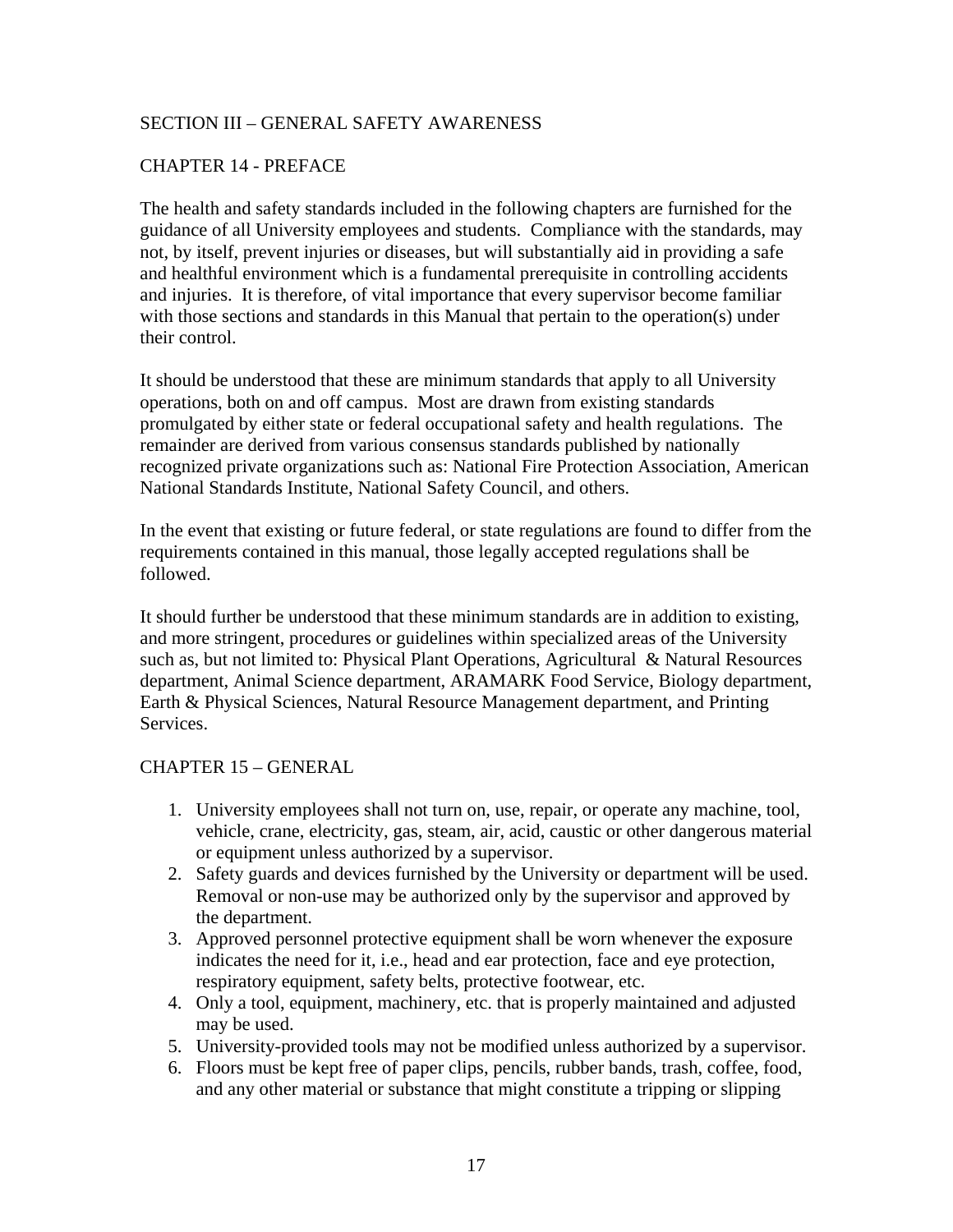## SECTION III – GENERAL SAFETY AWARENESS

### CHAPTER 14 - PREFACE

The health and safety standards included in the following chapters are furnished for the guidance of all University employees and students. Compliance with the standards, may not, by itself, prevent injuries or diseases, but will substantially aid in providing a safe and healthful environment which is a fundamental prerequisite in controlling accidents and injuries. It is therefore, of vital importance that every supervisor become familiar with those sections and standards in this Manual that pertain to the operation(s) under their control.

It should be understood that these are minimum standards that apply to all University operations, both on and off campus. Most are drawn from existing standards promulgated by either state or federal occupational safety and health regulations. The remainder are derived from various consensus standards published by nationally recognized private organizations such as: National Fire Protection Association, American National Standards Institute, National Safety Council, and others.

In the event that existing or future federal, or state regulations are found to differ from the requirements contained in this manual, those legally accepted regulations shall be followed.

It should further be understood that these minimum standards are in addition to existing, and more stringent, procedures or guidelines within specialized areas of the University such as, but not limited to: Physical Plant Operations, Agricultural & Natural Resources department, Animal Science department, ARAMARK Food Service, Biology department, Earth & Physical Sciences, Natural Resource Management department, and Printing Services.

### CHAPTER 15 – GENERAL

1. University employees shall not turn on, use, repair, or operate any machine, tool, vehicle, crane, electricity, gas, steam, air, acid, caustic or other dangerous material or equipment unless authorized by a supervisor.
2. Safety guards and devices furnished by the University or department will be used. Removal or non-use may be authorized only by the supervisor and approved by the department.
3. Approved personnel protective equipment shall be worn whenever the exposure indicates the need for it, i.e., head and ear protection, face and eye protection, respiratory equipment, safety belts, protective footwear, etc.
4. Only a tool, equipment, machinery, etc. that is properly maintained and adjusted may be used.
5. University-provided tools may not be modified unless authorized by a supervisor.
6. Floors must be kept free of paper clips, pencils, rubber bands, trash, coffee, food, and any other material or substance that might constitute a tripping or slipping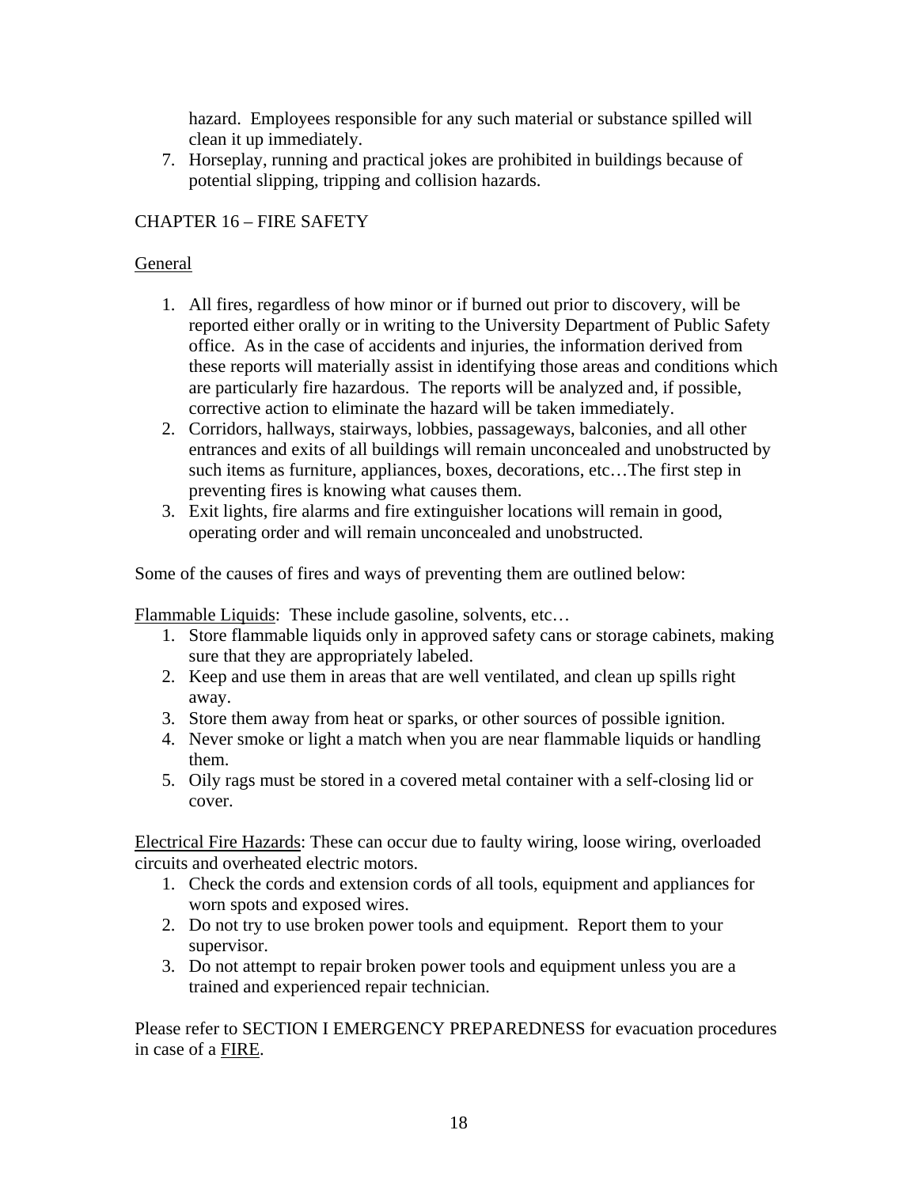hazard. Employees responsible for any such material or substance spilled will clean it up immediately.

7. Horseplay, running and practical jokes are prohibited in buildings because of potential slipping, tripping and collision hazards.

## CHAPTER 16 – FIRE SAFETY

### General

1. All fires, regardless of how minor or if burned out prior to discovery, will be reported either orally or in writing to the University Department of Public Safety office. As in the case of accidents and injuries, the information derived from these reports will materially assist in identifying those areas and conditions which are particularly fire hazardous. The reports will be analyzed and, if possible, corrective action to eliminate the hazard will be taken immediately.
2. Corridors, hallways, stairways, lobbies, passageways, balconies, and all other entrances and exits of all buildings will remain unconcealed and unobstructed by such items as furniture, appliances, boxes, decorations, etc…The first step in preventing fires is knowing what causes them.
3. Exit lights, fire alarms and fire extinguisher locations will remain in good, operating order and will remain unconcealed and unobstructed.

Some of the causes of fires and ways of preventing them are outlined below:

Flammable Liquids: These include gasoline, solvents, etc…

1. Store flammable liquids only in approved safety cans or storage cabinets, making sure that they are appropriately labeled.
2. Keep and use them in areas that are well ventilated, and clean up spills right away.
3. Store them away from heat or sparks, or other sources of possible ignition.
4. Never smoke or light a match when you are near flammable liquids or handling them.
5. Oily rags must be stored in a covered metal container with a self-closing lid or cover.

Electrical Fire Hazards: These can occur due to faulty wiring, loose wiring, overloaded circuits and overheated electric motors.

1. Check the cords and extension cords of all tools, equipment and appliances for worn spots and exposed wires.
2. Do not try to use broken power tools and equipment. Report them to your supervisor.
3. Do not attempt to repair broken power tools and equipment unless you are a trained and experienced repair technician.

Please refer to SECTION I EMERGENCY PREPAREDNESS for evacuation procedures in case of a FIRE.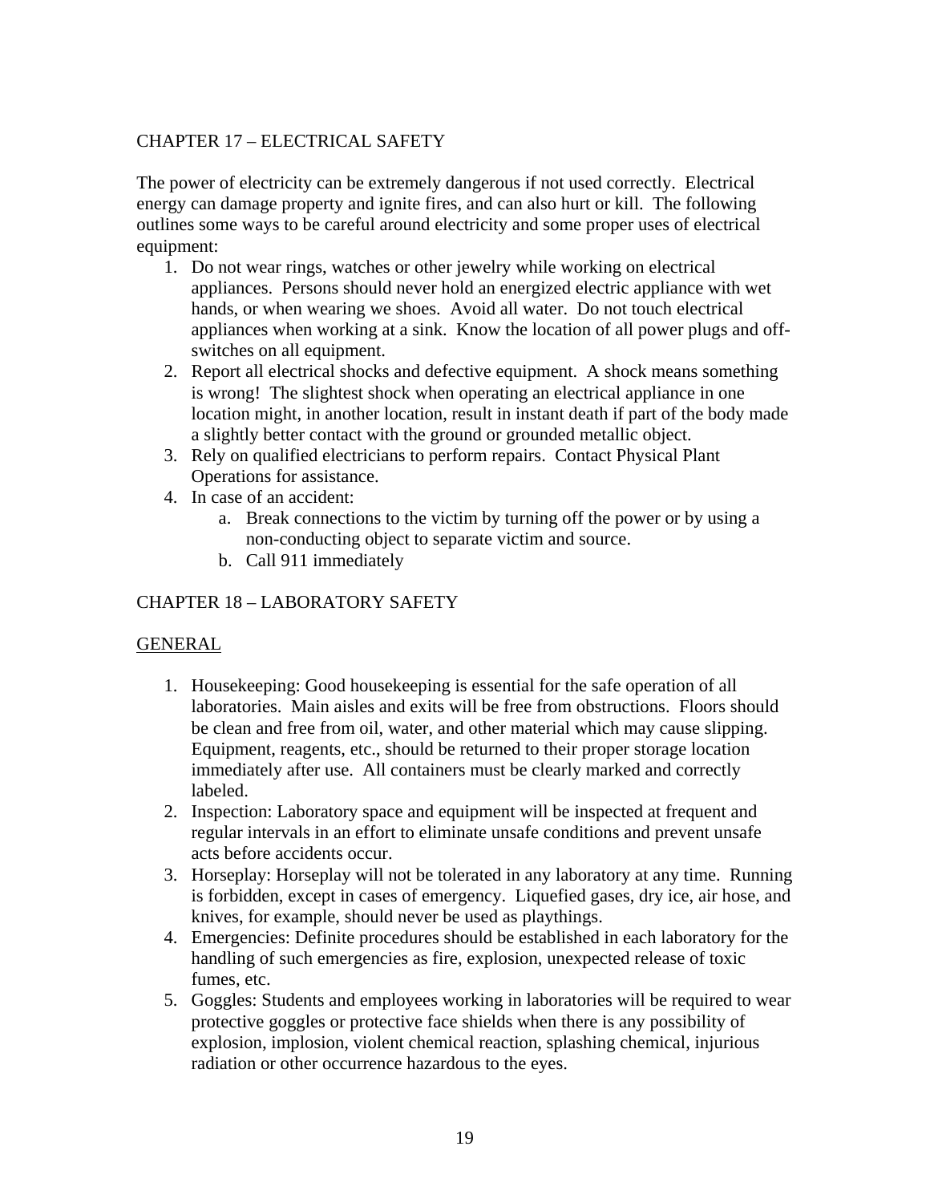## CHAPTER 17 – ELECTRICAL SAFETY

The power of electricity can be extremely dangerous if not used correctly. Electrical energy can damage property and ignite fires, and can also hurt or kill. The following outlines some ways to be careful around electricity and some proper uses of electrical equipment:

1. Do not wear rings, watches or other jewelry while working on electrical appliances. Persons should never hold an energized electric appliance with wet hands, or when wearing we shoes. Avoid all water. Do not touch electrical appliances when working at a sink. Know the location of all power plugs and off-switches on all equipment.
2. Report all electrical shocks and defective equipment. A shock means something is wrong! The slightest shock when operating an electrical appliance in one location might, in another location, result in instant death if part of the body made a slightly better contact with the ground or grounded metallic object.
3. Rely on qualified electricians to perform repairs. Contact Physical Plant Operations for assistance.
4. In case of an accident:
   a. Break connections to the victim by turning off the power or by using a non-conducting object to separate victim and source.
   b. Call 911 immediately

## CHAPTER 18 – LABORATORY SAFETY

### GENERAL

1. Housekeeping: Good housekeeping is essential for the safe operation of all laboratories. Main aisles and exits will be free from obstructions. Floors should be clean and free from oil, water, and other material which may cause slipping. Equipment, reagents, etc., should be returned to their proper storage location immediately after use. All containers must be clearly marked and correctly labeled.
2. Inspection: Laboratory space and equipment will be inspected at frequent and regular intervals in an effort to eliminate unsafe conditions and prevent unsafe acts before accidents occur.
3. Horseplay: Horseplay will not be tolerated in any laboratory at any time. Running is forbidden, except in cases of emergency. Liquefied gases, dry ice, air hose, and knives, for example, should never be used as playthings.
4. Emergencies: Definite procedures should be established in each laboratory for the handling of such emergencies as fire, explosion, unexpected release of toxic fumes, etc.
5. Goggles: Students and employees working in laboratories will be required to wear protective goggles or protective face shields when there is any possibility of explosion, implosion, violent chemical reaction, splashing chemical, injurious radiation or other occurrence hazardous to the eyes.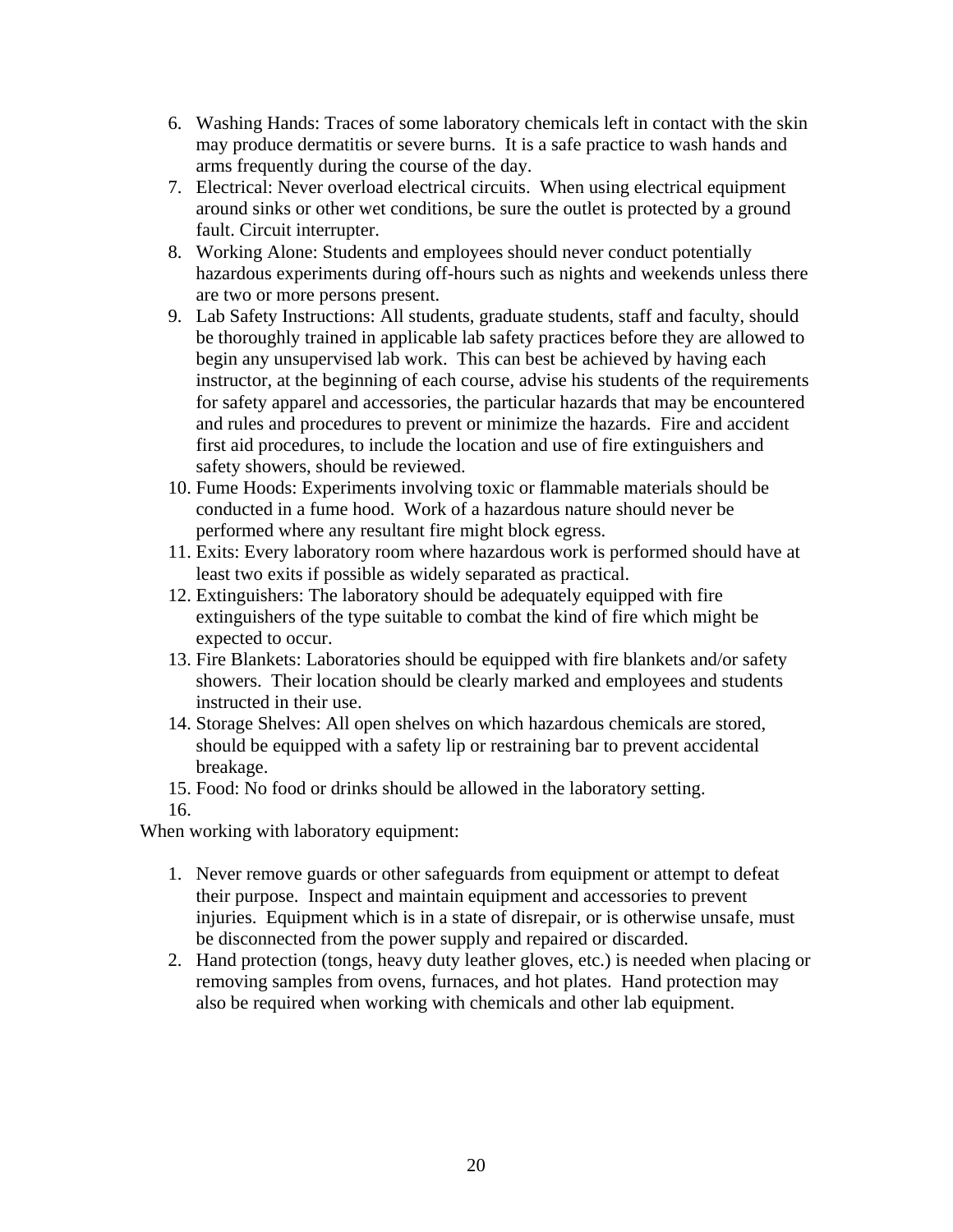6. Washing Hands: Traces of some laboratory chemicals left in contact with the skin may produce dermatitis or severe burns. It is a safe practice to wash hands and arms frequently during the course of the day.
7. Electrical: Never overload electrical circuits. When using electrical equipment around sinks or other wet conditions, be sure the outlet is protected by a ground fault. Circuit interrupter.
8. Working Alone: Students and employees should never conduct potentially hazardous experiments during off-hours such as nights and weekends unless there are two or more persons present.
9. Lab Safety Instructions: All students, graduate students, staff and faculty, should be thoroughly trained in applicable lab safety practices before they are allowed to begin any unsupervised lab work. This can best be achieved by having each instructor, at the beginning of each course, advise his students of the requirements for safety apparel and accessories, the particular hazards that may be encountered and rules and procedures to prevent or minimize the hazards. Fire and accident first aid procedures, to include the location and use of fire extinguishers and safety showers, should be reviewed.
10. Fume Hoods: Experiments involving toxic or flammable materials should be conducted in a fume hood. Work of a hazardous nature should never be performed where any resultant fire might block egress.
11. Exits: Every laboratory room where hazardous work is performed should have at least two exits if possible as widely separated as practical.
12. Extinguishers: The laboratory should be adequately equipped with fire extinguishers of the type suitable to combat the kind of fire which might be expected to occur.
13. Fire Blankets: Laboratories should be equipped with fire blankets and/or safety showers. Their location should be clearly marked and employees and students instructed in their use.
14. Storage Shelves: All open shelves on which hazardous chemicals are stored, should be equipped with a safety lip or restraining bar to prevent accidental breakage.
15. Food: No food or drinks should be allowed in the laboratory setting.
16.

When working with laboratory equipment:

1. Never remove guards or other safeguards from equipment or attempt to defeat their purpose. Inspect and maintain equipment and accessories to prevent injuries. Equipment which is in a state of disrepair, or is otherwise unsafe, must be disconnected from the power supply and repaired or discarded.
2. Hand protection (tongs, heavy duty leather gloves, etc.) is needed when placing or removing samples from ovens, furnaces, and hot plates. Hand protection may also be required when working with chemicals and other lab equipment.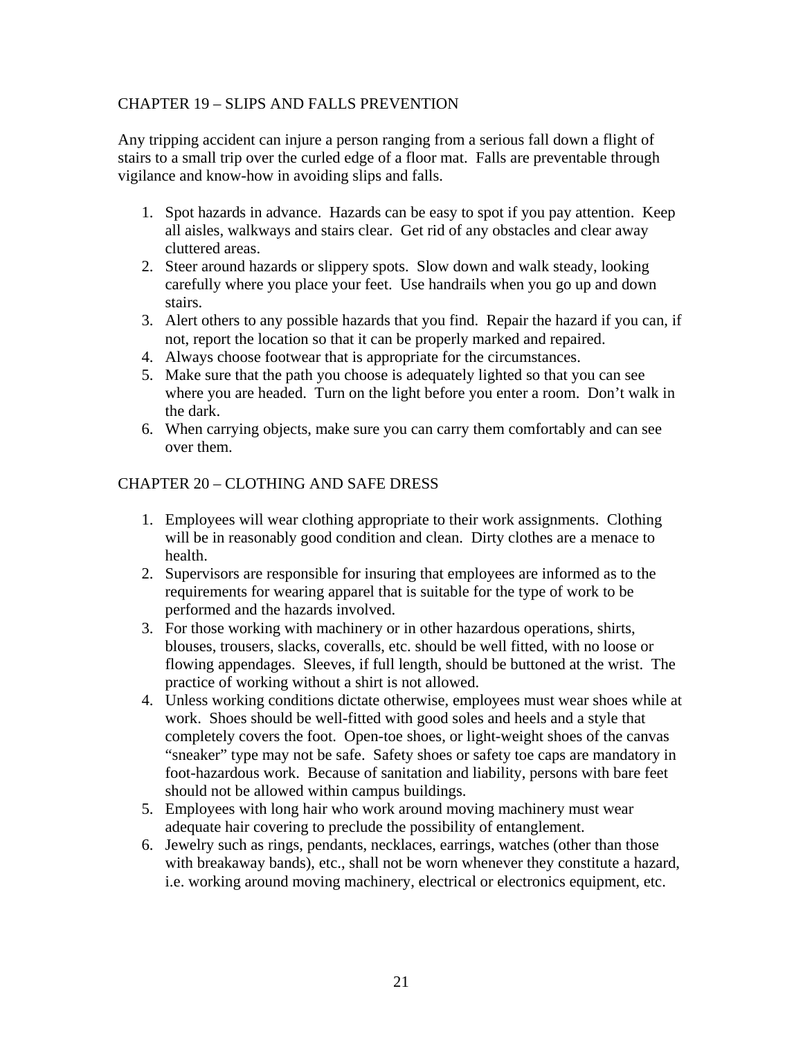## CHAPTER 19 – SLIPS AND FALLS PREVENTION

Any tripping accident can injure a person ranging from a serious fall down a flight of stairs to a small trip over the curled edge of a floor mat. Falls are preventable through vigilance and know-how in avoiding slips and falls.

1. Spot hazards in advance. Hazards can be easy to spot if you pay attention. Keep all aisles, walkways and stairs clear. Get rid of any obstacles and clear away cluttered areas.
2. Steer around hazards or slippery spots. Slow down and walk steady, looking carefully where you place your feet. Use handrails when you go up and down stairs.
3. Alert others to any possible hazards that you find. Repair the hazard if you can, if not, report the location so that it can be properly marked and repaired.
4. Always choose footwear that is appropriate for the circumstances.
5. Make sure that the path you choose is adequately lighted so that you can see where you are headed. Turn on the light before you enter a room. Don't walk in the dark.
6. When carrying objects, make sure you can carry them comfortably and can see over them.

## CHAPTER 20 – CLOTHING AND SAFE DRESS

1. Employees will wear clothing appropriate to their work assignments. Clothing will be in reasonably good condition and clean. Dirty clothes are a menace to health.
2. Supervisors are responsible for insuring that employees are informed as to the requirements for wearing apparel that is suitable for the type of work to be performed and the hazards involved.
3. For those working with machinery or in other hazardous operations, shirts, blouses, trousers, slacks, coveralls, etc. should be well fitted, with no loose or flowing appendages. Sleeves, if full length, should be buttoned at the wrist. The practice of working without a shirt is not allowed.
4. Unless working conditions dictate otherwise, employees must wear shoes while at work. Shoes should be well-fitted with good soles and heels and a style that completely covers the foot. Open-toe shoes, or light-weight shoes of the canvas "sneaker" type may not be safe. Safety shoes or safety toe caps are mandatory in foot-hazardous work. Because of sanitation and liability, persons with bare feet should not be allowed within campus buildings.
5. Employees with long hair who work around moving machinery must wear adequate hair covering to preclude the possibility of entanglement.
6. Jewelry such as rings, pendants, necklaces, earrings, watches (other than those with breakaway bands), etc., shall not be worn whenever they constitute a hazard, i.e. working around moving machinery, electrical or electronics equipment, etc.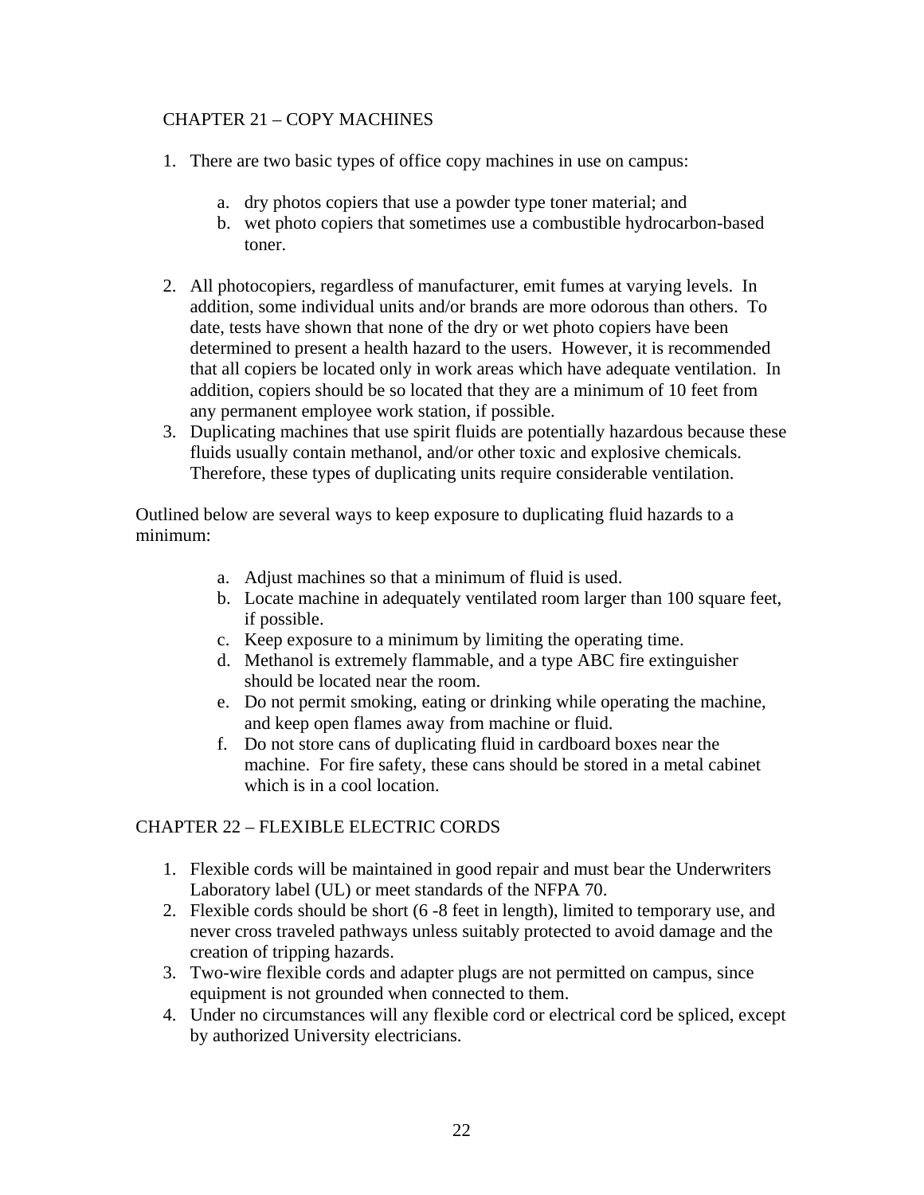## CHAPTER 21 – COPY MACHINES

1. There are two basic types of office copy machines in use on campus:

    a. dry photos copiers that use a powder type toner material; and
    b. wet photo copiers that sometimes use a combustible hydrocarbon-based toner.

2. All photocopiers, regardless of manufacturer, emit fumes at varying levels. In addition, some individual units and/or brands are more odorous than others. To date, tests have shown that none of the dry or wet photo copiers have been determined to present a health hazard to the users. However, it is recommended that all copiers be located only in work areas which have adequate ventilation. In addition, copiers should be so located that they are a minimum of 10 feet from any permanent employee work station, if possible.
3. Duplicating machines that use spirit fluids are potentially hazardous because these fluids usually contain methanol, and/or other toxic and explosive chemicals. Therefore, these types of duplicating units require considerable ventilation.

Outlined below are several ways to keep exposure to duplicating fluid hazards to a minimum:

a. Adjust machines so that a minimum of fluid is used.
b. Locate machine in adequately ventilated room larger than 100 square feet, if possible.
c. Keep exposure to a minimum by limiting the operating time.
d. Methanol is extremely flammable, and a type ABC fire extinguisher should be located near the room.
e. Do not permit smoking, eating or drinking while operating the machine, and keep open flames away from machine or fluid.
f. Do not store cans of duplicating fluid in cardboard boxes near the machine. For fire safety, these cans should be stored in a metal cabinet which is in a cool location.

## CHAPTER 22 – FLEXIBLE ELECTRIC CORDS

1. Flexible cords will be maintained in good repair and must bear the Underwriters Laboratory label (UL) or meet standards of the NFPA 70.
2. Flexible cords should be short (6 -8 feet in length), limited to temporary use, and never cross traveled pathways unless suitably protected to avoid damage and the creation of tripping hazards.
3. Two-wire flexible cords and adapter plugs are not permitted on campus, since equipment is not grounded when connected to them.
4. Under no circumstances will any flexible cord or electrical cord be spliced, except by authorized University electricians.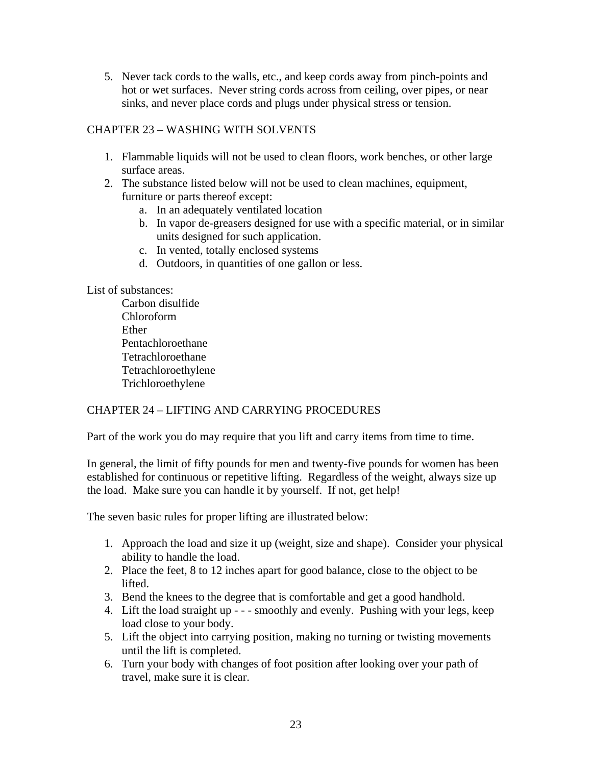5. Never tack cords to the walls, etc., and keep cords away from pinch-points and hot or wet surfaces. Never string cords across from ceiling, over pipes, or near sinks, and never place cords and plugs under physical stress or tension.

## CHAPTER 23 – WASHING WITH SOLVENTS

1. Flammable liquids will not be used to clean floors, work benches, or other large surface areas.
2. The substance listed below will not be used to clean machines, equipment, furniture or parts thereof except:
   a. In an adequately ventilated location
   b. In vapor de-greasers designed for use with a specific material, or in similar units designed for such application.
   c. In vented, totally enclosed systems
   d. Outdoors, in quantities of one gallon or less.

List of substances:

- Carbon disulfide
- Chloroform
- Ether
- Pentachloroethane
- Tetrachloroethane
- Tetrachloroethylene
- Trichloroethylene

## CHAPTER 24 – LIFTING AND CARRYING PROCEDURES

Part of the work you do may require that you lift and carry items from time to time.

In general, the limit of fifty pounds for men and twenty-five pounds for women has been established for continuous or repetitive lifting. Regardless of the weight, always size up the load. Make sure you can handle it by yourself. If not, get help!

The seven basic rules for proper lifting are illustrated below:

1. Approach the load and size it up (weight, size and shape). Consider your physical ability to handle the load.
2. Place the feet, 8 to 12 inches apart for good balance, close to the object to be lifted.
3. Bend the knees to the degree that is comfortable and get a good handhold.
4. Lift the load straight up - - - smoothly and evenly. Pushing with your legs, keep load close to your body.
5. Lift the object into carrying position, making no turning or twisting movements until the lift is completed.
6. Turn your body with changes of foot position after looking over your path of travel, make sure it is clear.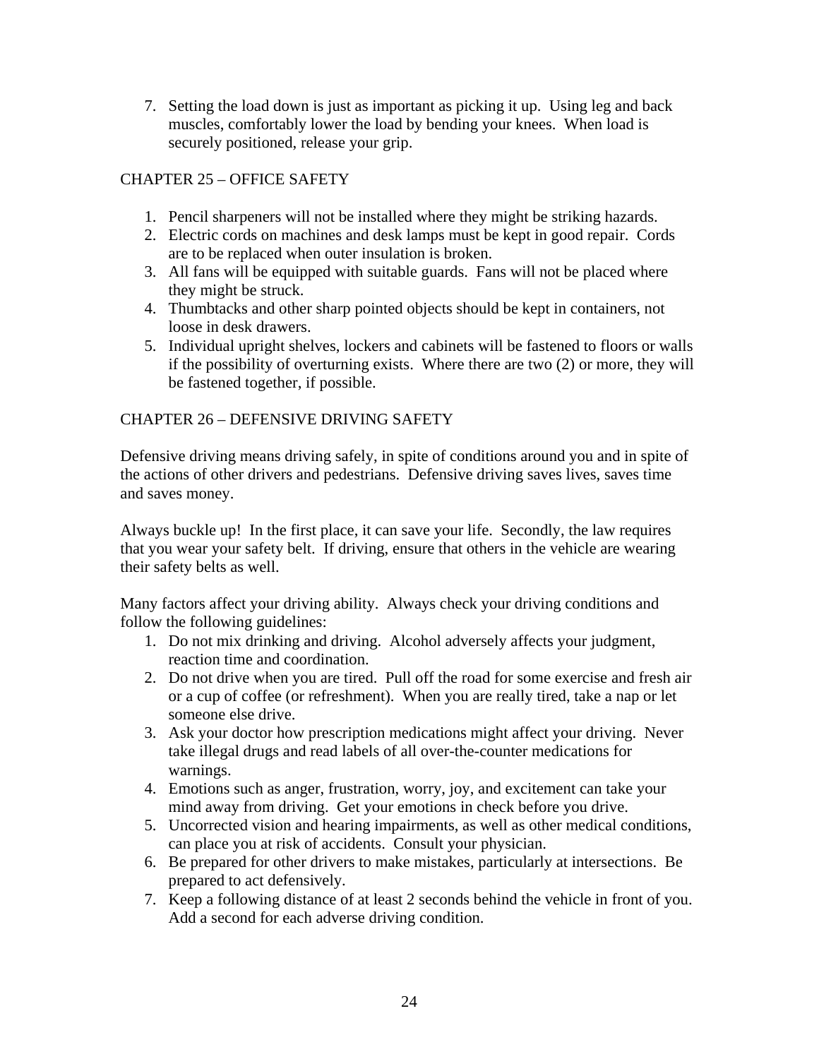7. Setting the load down is just as important as picking it up. Using leg and back muscles, comfortably lower the load by bending your knees. When load is securely positioned, release your grip.

## CHAPTER 25 – OFFICE SAFETY

1. Pencil sharpeners will not be installed where they might be striking hazards.
2. Electric cords on machines and desk lamps must be kept in good repair. Cords are to be replaced when outer insulation is broken.
3. All fans will be equipped with suitable guards. Fans will not be placed where they might be struck.
4. Thumbtacks and other sharp pointed objects should be kept in containers, not loose in desk drawers.
5. Individual upright shelves, lockers and cabinets will be fastened to floors or walls if the possibility of overturning exists. Where there are two (2) or more, they will be fastened together, if possible.

## CHAPTER 26 – DEFENSIVE DRIVING SAFETY

Defensive driving means driving safely, in spite of conditions around you and in spite of the actions of other drivers and pedestrians. Defensive driving saves lives, saves time and saves money.

Always buckle up! In the first place, it can save your life. Secondly, the law requires that you wear your safety belt. If driving, ensure that others in the vehicle are wearing their safety belts as well.

Many factors affect your driving ability. Always check your driving conditions and follow the following guidelines:

1. Do not mix drinking and driving. Alcohol adversely affects your judgment, reaction time and coordination.
2. Do not drive when you are tired. Pull off the road for some exercise and fresh air or a cup of coffee (or refreshment). When you are really tired, take a nap or let someone else drive.
3. Ask your doctor how prescription medications might affect your driving. Never take illegal drugs and read labels of all over-the-counter medications for warnings.
4. Emotions such as anger, frustration, worry, joy, and excitement can take your mind away from driving. Get your emotions in check before you drive.
5. Uncorrected vision and hearing impairments, as well as other medical conditions, can place you at risk of accidents. Consult your physician.
6. Be prepared for other drivers to make mistakes, particularly at intersections. Be prepared to act defensively.
7. Keep a following distance of at least 2 seconds behind the vehicle in front of you. Add a second for each adverse driving condition.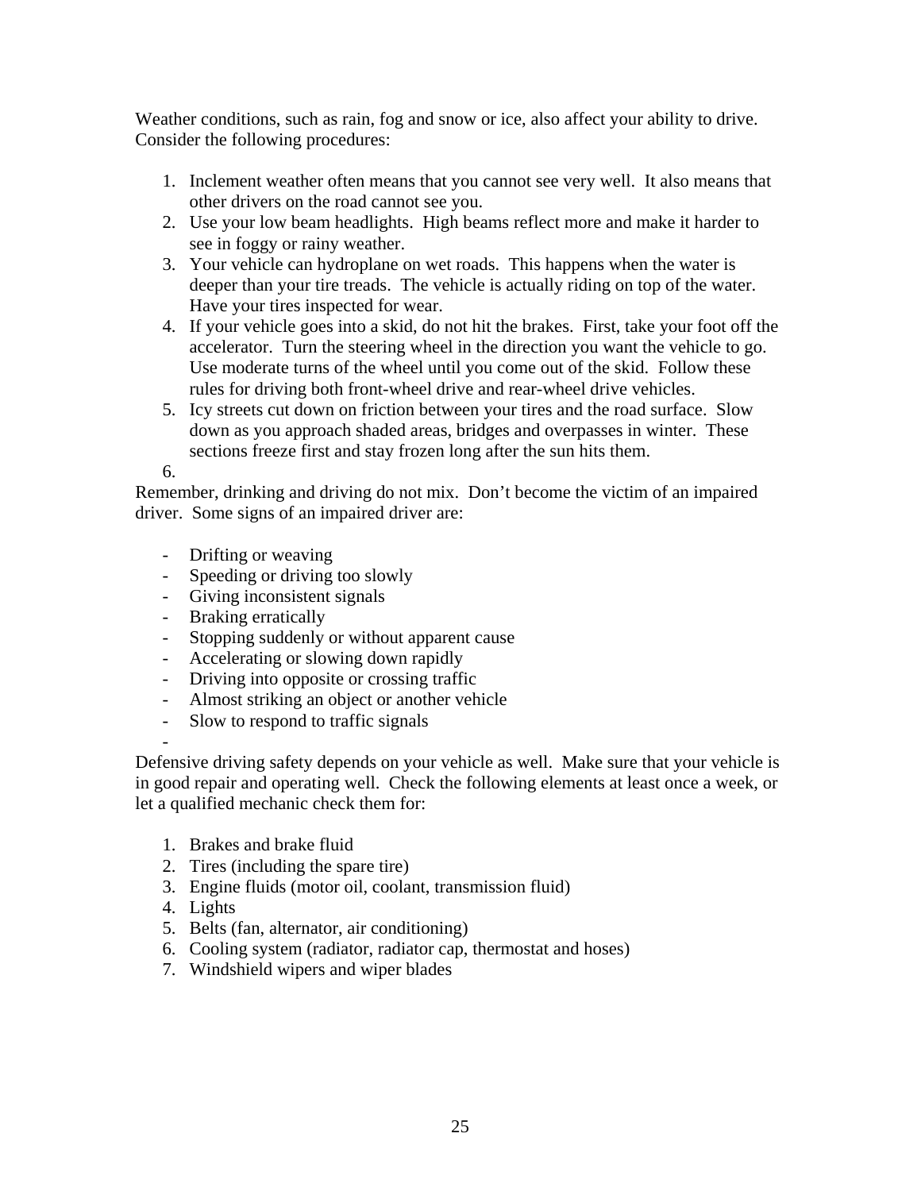Weather conditions, such as rain, fog and snow or ice, also affect your ability to drive. Consider the following procedures:

1. Inclement weather often means that you cannot see very well. It also means that other drivers on the road cannot see you.
2. Use your low beam headlights. High beams reflect more and make it harder to see in foggy or rainy weather.
3. Your vehicle can hydroplane on wet roads. This happens when the water is deeper than your tire treads. The vehicle is actually riding on top of the water. Have your tires inspected for wear.
4. If your vehicle goes into a skid, do not hit the brakes. First, take your foot off the accelerator. Turn the steering wheel in the direction you want the vehicle to go. Use moderate turns of the wheel until you come out of the skid. Follow these rules for driving both front-wheel drive and rear-wheel drive vehicles.
5. Icy streets cut down on friction between your tires and the road surface. Slow down as you approach shaded areas, bridges and overpasses in winter. These sections freeze first and stay frozen long after the sun hits them.
6.

Remember, drinking and driving do not mix. Don't become the victim of an impaired driver. Some signs of an impaired driver are:

- Drifting or weaving
- Speeding or driving too slowly
- Giving inconsistent signals
- Braking erratically
- Stopping suddenly or without apparent cause
- Accelerating or slowing down rapidly
- Driving into opposite or crossing traffic
- Almost striking an object or another vehicle
- Slow to respond to traffic signals
-

Defensive driving safety depends on your vehicle as well. Make sure that your vehicle is in good repair and operating well. Check the following elements at least once a week, or let a qualified mechanic check them for:

1. Brakes and brake fluid
2. Tires (including the spare tire)
3. Engine fluids (motor oil, coolant, transmission fluid)
4. Lights
5. Belts (fan, alternator, air conditioning)
6. Cooling system (radiator, radiator cap, thermostat and hoses)
7. Windshield wipers and wiper blades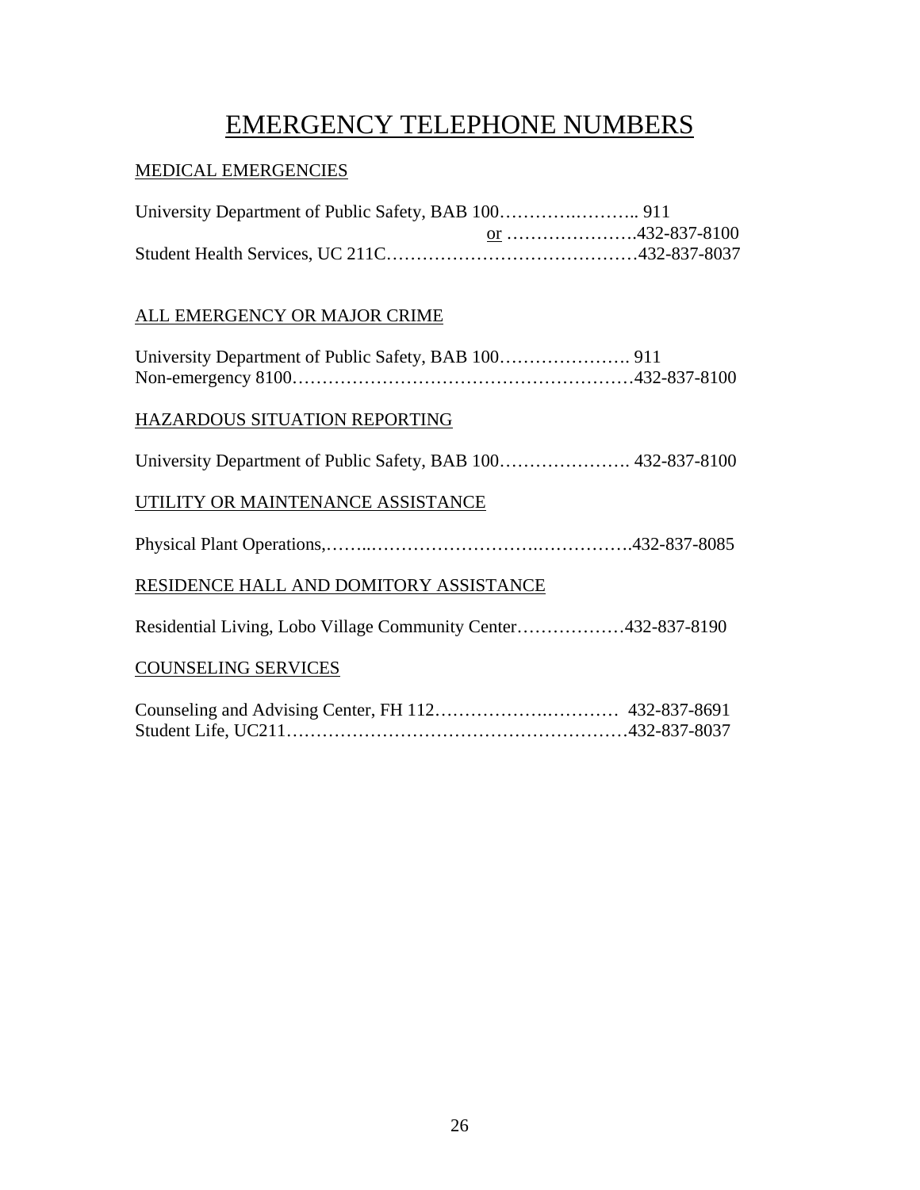# EMERGENCY TELEPHONE NUMBERS

MEDICAL EMERGENCIES

University Department of Public Safety, BAB 100……….……….. 911
or ………………….432-837-8100
Student Health Services, UC 211C……………………………………432-837-8037

ALL EMERGENCY OR MAJOR CRIME

University Department of Public Safety, BAB 100…………………. 911
Non-emergency 8100…………………………………………………432-837-8100

HAZARDOUS SITUATION REPORTING

University Department of Public Safety, BAB 100…………………. 432-837-8100

UTILITY OR MAINTENANCE ASSISTANCE

Physical Plant Operations,……..……………………….…………….432-837-8085

RESIDENCE HALL AND DOMITORY ASSISTANCE

Residential Living, Lobo Village Community Center………………432-837-8190

COUNSELING SERVICES

Counseling and Advising Center, FH 112……………….………… 432-837-8691
Student Life, UC211…………………………………………………432-837-8037